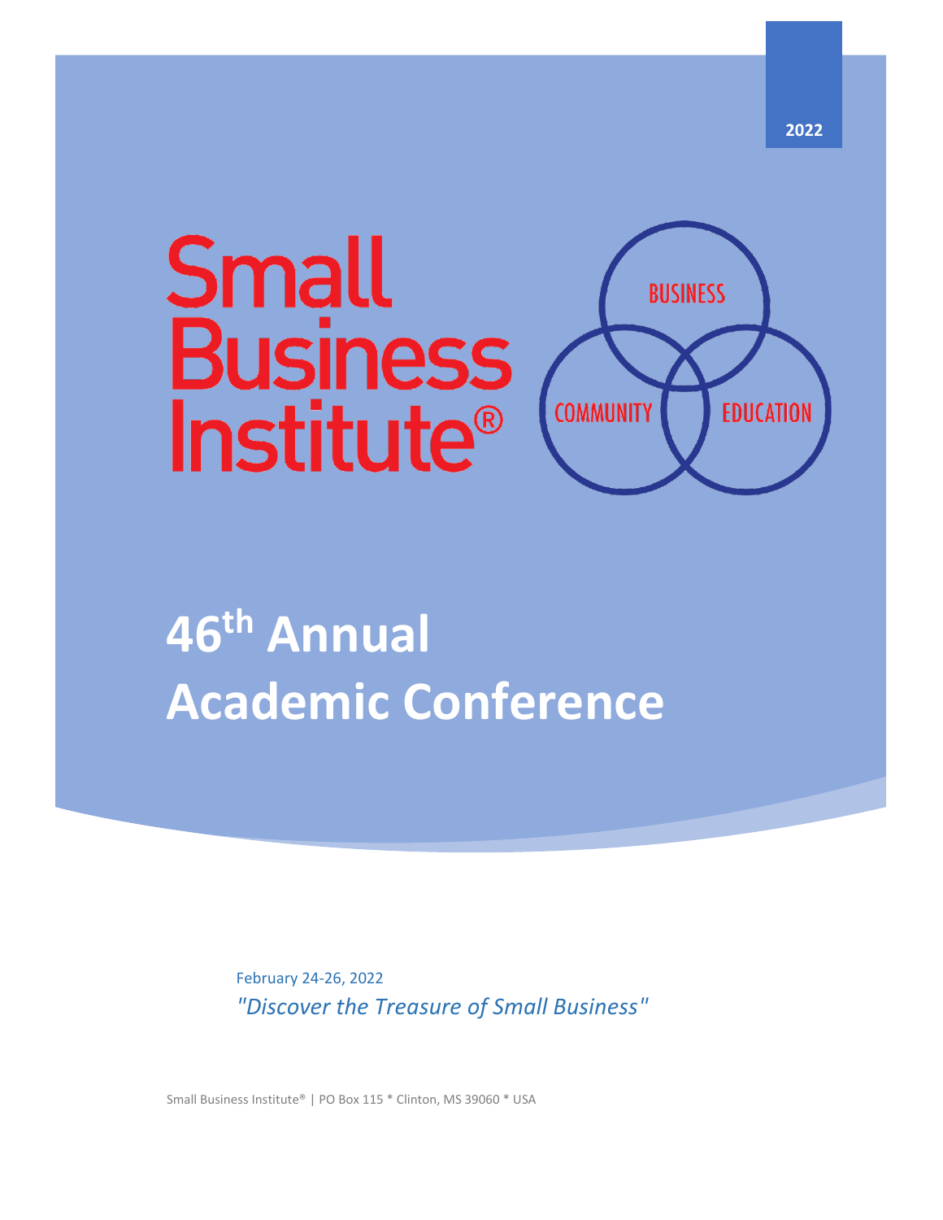2022

Small Business Institute®

BUSINESS

COMMUNITY

EDUCATION

# 46th Annual Academic Conference

February 24-26, 2022

*"Discover the Treasure of Small Business"*

Small Business Institute® | PO Box 115 * Clinton, MS 39060 * USA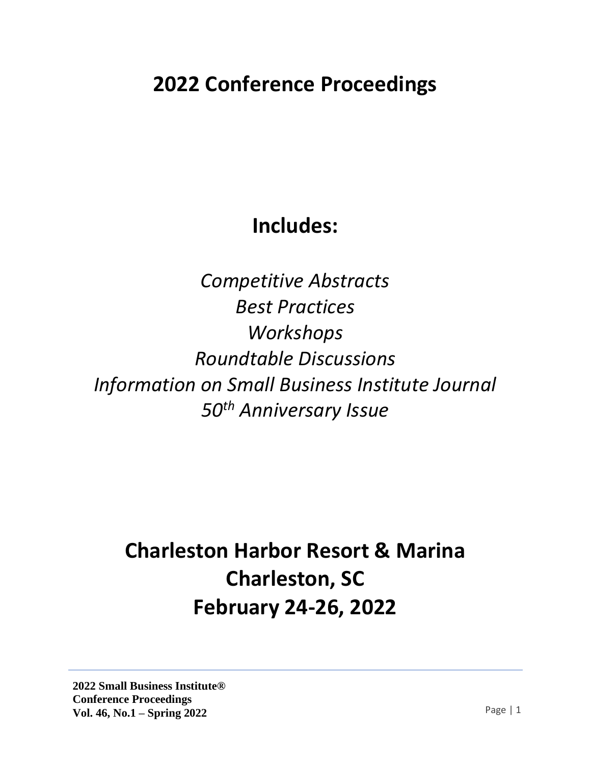# 2022 Conference Proceedings

## Includes:

*Competitive Abstracts*
*Best Practices*
*Workshops*
*Roundtable Discussions*
*Information on Small Business Institute Journal*
*50th Anniversary Issue*

## Charleston Harbor Resort & Marina
## Charleston, SC
## February 24-26, 2022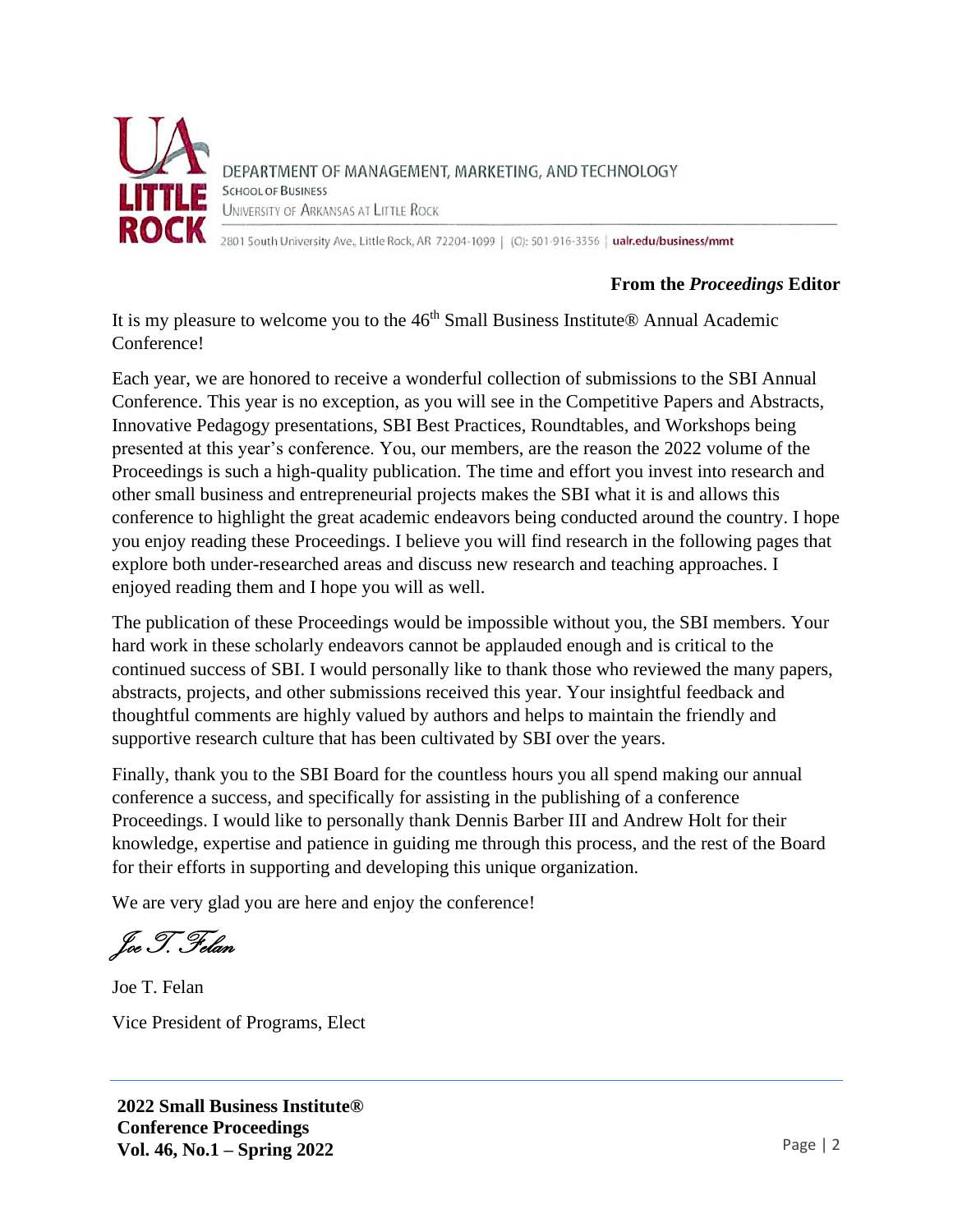DEPARTMENT OF MANAGEMENT, MARKETING, AND TECHNOLOGY
SCHOOL OF BUSINESS
UNIVERSITY OF ARKANSAS AT LITTLE ROCK
2801 South University Ave., Little Rock, AR 72204-1099 | (O): 501-916-3356 | ualr.edu/business/mmt

**From the *Proceedings* Editor**

It is my pleasure to welcome you to the 46th Small Business Institute® Annual Academic Conference!

Each year, we are honored to receive a wonderful collection of submissions to the SBI Annual Conference. This year is no exception, as you will see in the Competitive Papers and Abstracts, Innovative Pedagogy presentations, SBI Best Practices, Roundtables, and Workshops being presented at this year's conference. You, our members, are the reason the 2022 volume of the Proceedings is such a high-quality publication. The time and effort you invest into research and other small business and entrepreneurial projects makes the SBI what it is and allows this conference to highlight the great academic endeavors being conducted around the country. I hope you enjoy reading these Proceedings. I believe you will find research in the following pages that explore both under-researched areas and discuss new research and teaching approaches. I enjoyed reading them and I hope you will as well.

The publication of these Proceedings would be impossible without you, the SBI members. Your hard work in these scholarly endeavors cannot be applauded enough and is critical to the continued success of SBI. I would personally like to thank those who reviewed the many papers, abstracts, projects, and other submissions received this year. Your insightful feedback and thoughtful comments are highly valued by authors and helps to maintain the friendly and supportive research culture that has been cultivated by SBI over the years.

Finally, thank you to the SBI Board for the countless hours you all spend making our annual conference a success, and specifically for assisting in the publishing of a conference Proceedings. I would like to personally thank Dennis Barber III and Andrew Holt for their knowledge, expertise and patience in guiding me through this process, and the rest of the Board for their efforts in supporting and developing this unique organization.

We are very glad you are here and enjoy the conference!

*Joe T. Felan*

Joe T. Felan

Vice President of Programs, Elect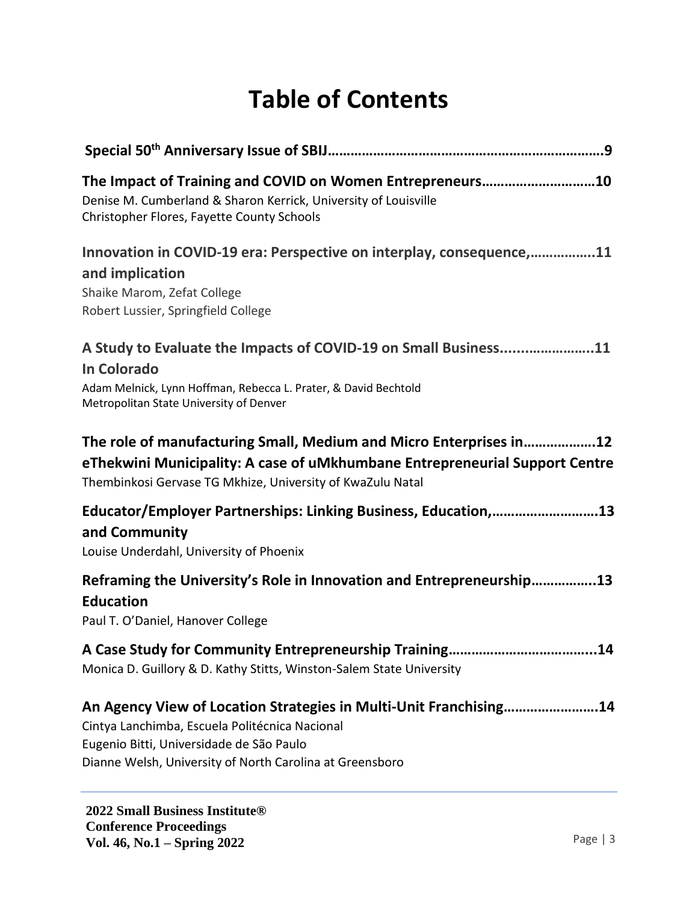# Table of Contents

**Special 50th Anniversary Issue of SBIJ……………………………………………………………9**

**The Impact of Training and COVID on Women Entrepreneurs…………………………10**
Denise M. Cumberland & Sharon Kerrick, University of Louisville
Christopher Flores, Fayette County Schools

**Innovation in COVID-19 era: Perspective on interplay, consequence,……………..11 and implication**
Shaike Marom, Zefat College
Robert Lussier, Springfield College

**A Study to Evaluate the Impacts of COVID-19 on Small Business......................11 In Colorado**
Adam Melnick, Lynn Hoffman, Rebecca L. Prater, & David Bechtold
Metropolitan State University of Denver

**The role of manufacturing Small, Medium and Micro Enterprises in……………….12 eThekwini Municipality: A case of uMkhumbane Entrepreneurial Support Centre**
Thembinkosi Gervase TG Mkhize, University of KwaZulu Natal

**Educator/Employer Partnerships: Linking Business, Education,……………………….13 and Community**
Louise Underdahl, University of Phoenix

**Reframing the University's Role in Innovation and Entrepreneurship……………..13 Education**
Paul T. O'Daniel, Hanover College

**A Case Study for Community Entrepreneurship Training………………………………...14**
Monica D. Guillory & D. Kathy Stitts, Winston-Salem State University

**An Agency View of Location Strategies in Multi-Unit Franchising…………………….14**
Cintya Lanchimba, Escuela Politécnica Nacional
Eugenio Bitti, Universidade de São Paulo
Dianne Welsh, University of North Carolina at Greensboro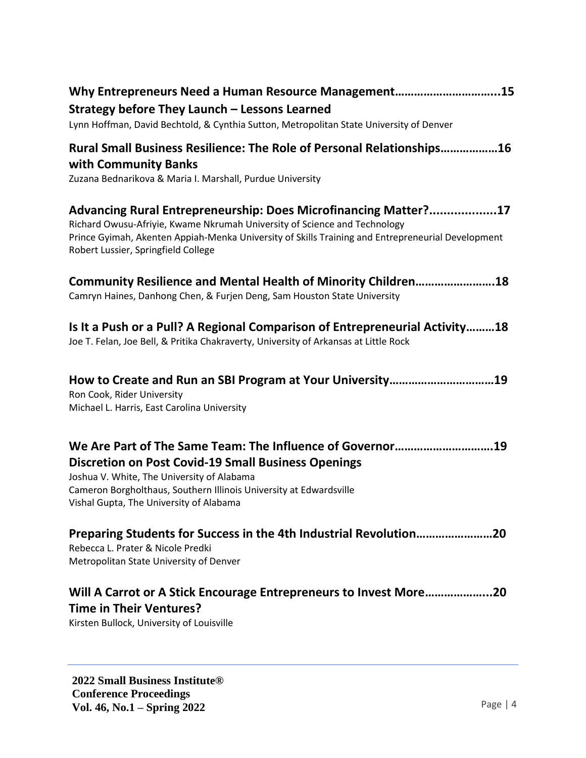**Why Entrepreneurs Need a Human Resource Management…………………………...15 Strategy before They Launch – Lessons Learned**

Lynn Hoffman, David Bechtold, & Cynthia Sutton, Metropolitan State University of Denver

**Rural Small Business Resilience: The Role of Personal Relationships……………..16 with Community Banks**

Zuzana Bednarikova & Maria I. Marshall, Purdue University

**Advancing Rural Entrepreneurship: Does Microfinancing Matter?...................17**

Richard Owusu-Afriyie, Kwame Nkrumah University of Science and Technology
Prince Gyimah, Akenten Appiah-Menka University of Skills Training and Entrepreneurial Development
Robert Lussier, Springfield College

**Community Resilience and Mental Health of Minority Children…………………….18**

Camryn Haines, Danhong Chen, & Furjen Deng, Sam Houston State University

**Is It a Push or a Pull? A Regional Comparison of Entrepreneurial Activity………18**

Joe T. Felan, Joe Bell, & Pritika Chakraverty, University of Arkansas at Little Rock

**How to Create and Run an SBI Program at Your University……………………………19**

Ron Cook, Rider University
Michael L. Harris, East Carolina University

**We Are Part of The Same Team: The Influence of Governor………………………….19 Discretion on Post Covid-19 Small Business Openings**

Joshua V. White, The University of Alabama
Cameron Borgholthaus, Southern Illinois University at Edwardsville
Vishal Gupta, The University of Alabama

**Preparing Students for Success in the 4th Industrial Revolution……………………20**

Rebecca L. Prater & Nicole Predki
Metropolitan State University of Denver

**Will A Carrot or A Stick Encourage Entrepreneurs to Invest More………………...20 Time in Their Ventures?**

Kirsten Bullock, University of Louisville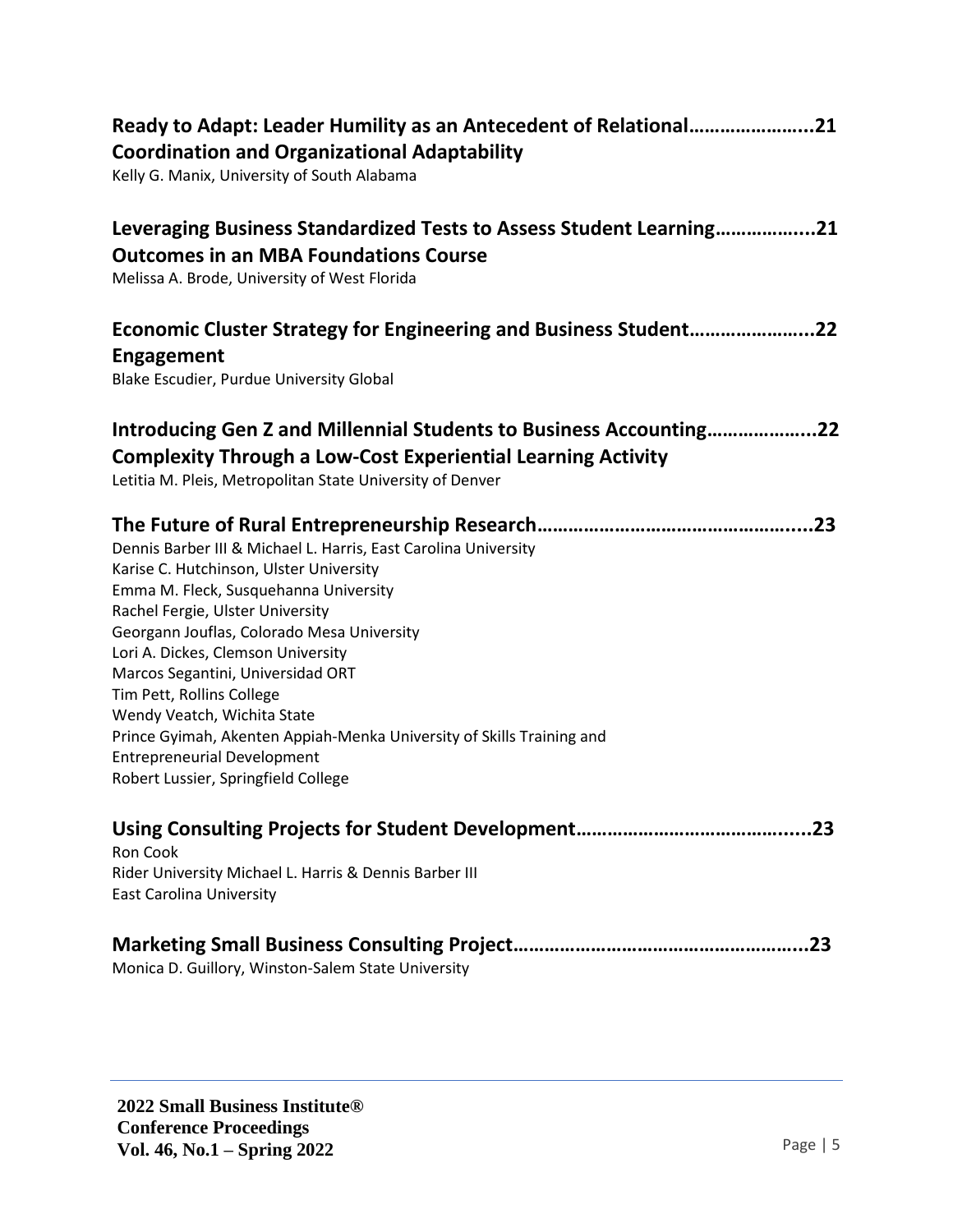**Ready to Adapt: Leader Humility as an Antecedent of Relational Coordination and Organizational Adaptability……………………..21**

Kelly G. Manix, University of South Alabama

**Leveraging Business Standardized Tests to Assess Student Learning Outcomes in an MBA Foundations Course……………...21**

Melissa A. Brode, University of West Florida

**Economic Cluster Strategy for Engineering and Business Student Engagement…………………...22**

Blake Escudier, Purdue University Global

**Introducing Gen Z and Millennial Students to Business Accounting Complexity Through a Low-Cost Experiential Learning Activity………………...22**

Letitia M. Pleis, Metropolitan State University of Denver

**The Future of Rural Entrepreneurship Research…………………………………………......23**

Dennis Barber III & Michael L. Harris, East Carolina University
Karise C. Hutchinson, Ulster University
Emma M. Fleck, Susquehanna University
Rachel Fergie, Ulster University
Georgann Jouflas, Colorado Mesa University
Lori A. Dickes, Clemson University
Marcos Segantini, Universidad ORT
Tim Pett, Rollins College
Wendy Veatch, Wichita State
Prince Gyimah, Akenten Appiah-Menka University of Skills Training and Entrepreneurial Development
Robert Lussier, Springfield College

**Using Consulting Projects for Student Development……………………………………......23**

Ron Cook
Rider University Michael L. Harris & Dennis Barber III
East Carolina University

**Marketing Small Business Consulting Project………………………………………………...23**

Monica D. Guillory, Winston-Salem State University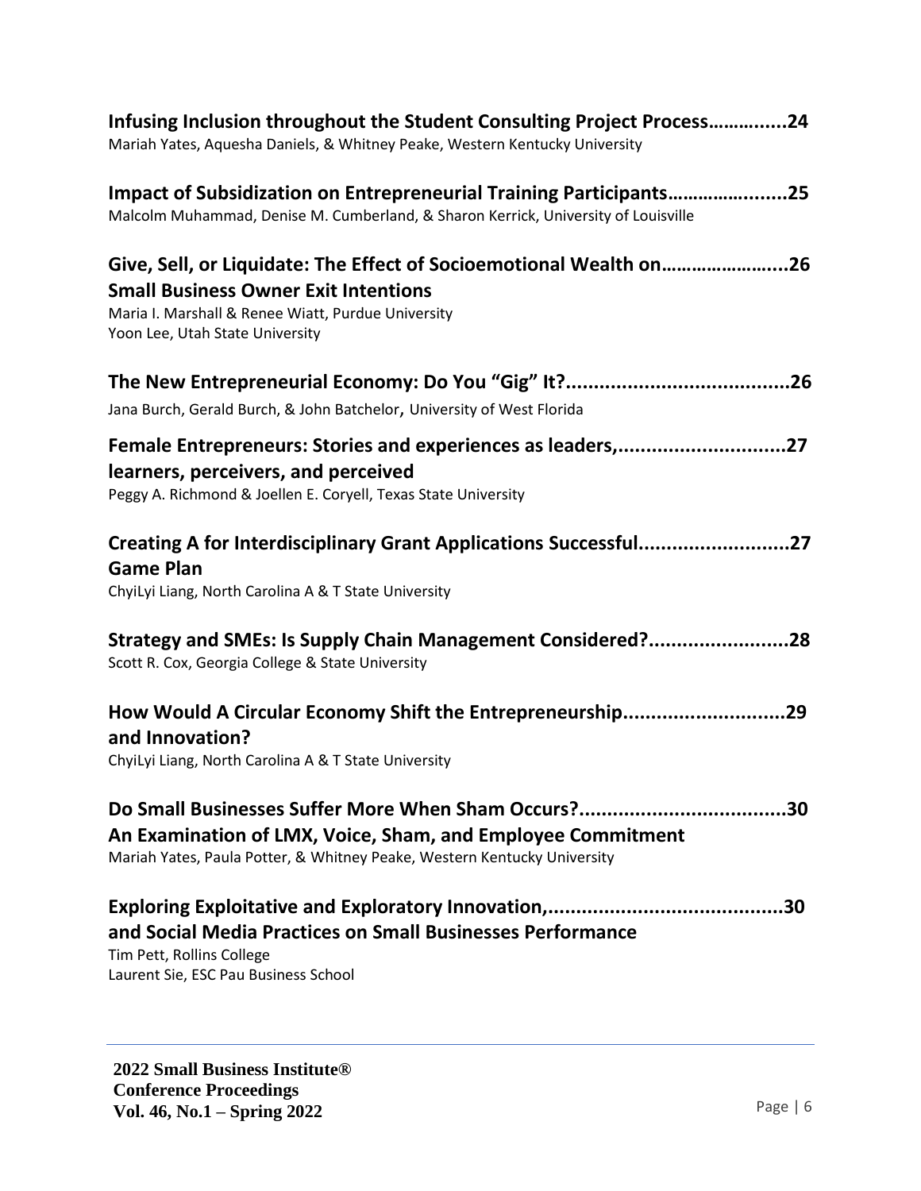**Infusing Inclusion throughout the Student Consulting Project Process…………....24**
Mariah Yates, Aquesha Daniels, & Whitney Peake, Western Kentucky University

**Impact of Subsidization on Entrepreneurial Training Participants……………........25**
Malcolm Muhammad, Denise M. Cumberland, & Sharon Kerrick, University of Louisville

**Give, Sell, or Liquidate: The Effect of Socioemotional Wealth on…………………...26**
**Small Business Owner Exit Intentions**
Maria I. Marshall & Renee Wiatt, Purdue University
Yoon Lee, Utah State University

**The New Entrepreneurial Economy: Do You "Gig" It?.......................................26**
Jana Burch, Gerald Burch, & John Batchelor, University of West Florida

**Female Entrepreneurs: Stories and experiences as leaders,..............................27**
**learners, perceivers, and perceived**
Peggy A. Richmond & Joellen E. Coryell, Texas State University

**Creating A for Interdisciplinary Grant Applications Successful...........................27**
**Game Plan**
ChyiLyi Liang, North Carolina A & T State University

**Strategy and SMEs: Is Supply Chain Management Considered?.........................28**
Scott R. Cox, Georgia College & State University

**How Would A Circular Economy Shift the Entrepreneurship............................29**
**and Innovation?**
ChyiLyi Liang, North Carolina A & T State University

**Do Small Businesses Suffer More When Sham Occurs?.....................................30**
**An Examination of LMX, Voice, Sham, and Employee Commitment**
Mariah Yates, Paula Potter, & Whitney Peake, Western Kentucky University

**Exploring Exploitative and Exploratory Innovation,..........................................30**
**and Social Media Practices on Small Businesses Performance**
Tim Pett, Rollins College
Laurent Sie, ESC Pau Business School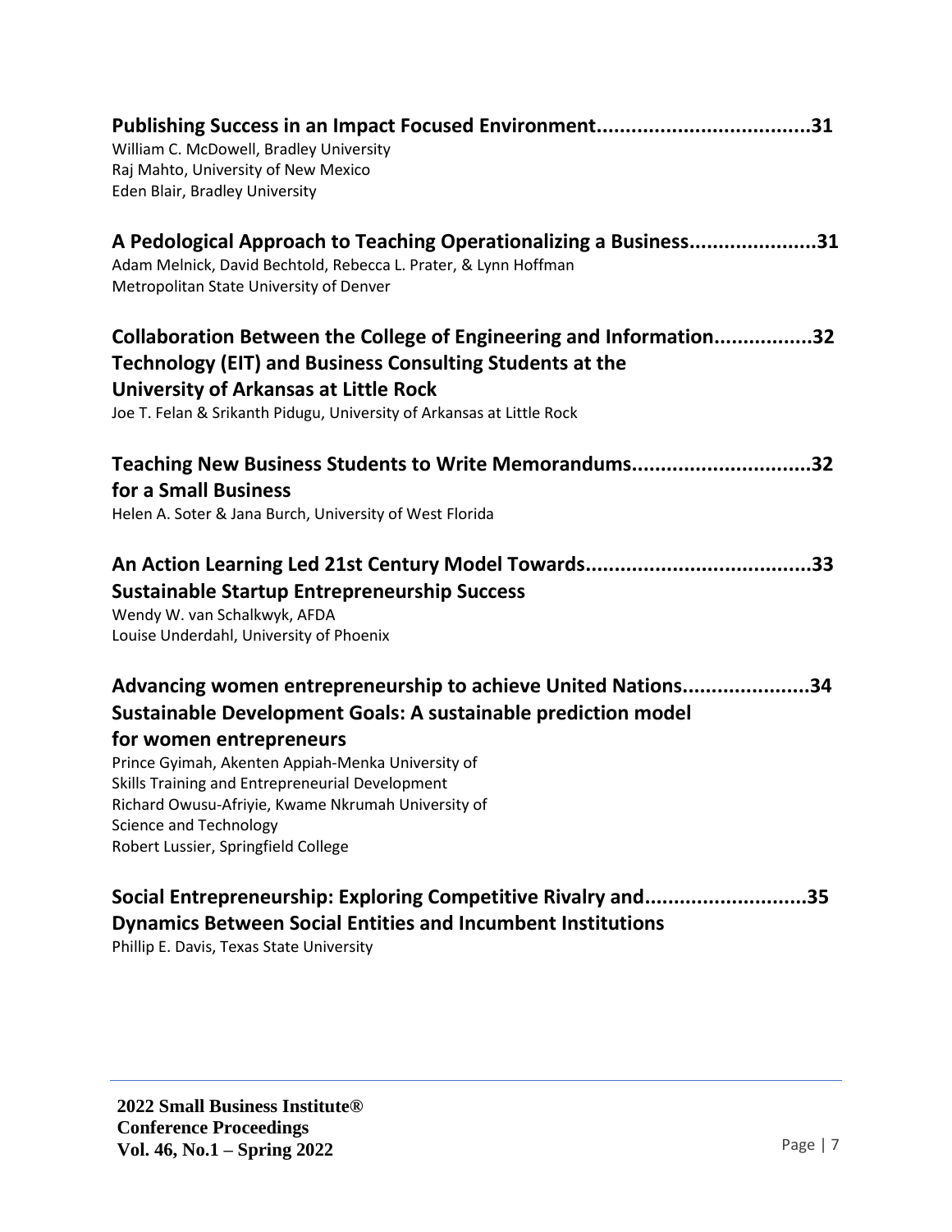**Publishing Success in an Impact Focused Environment....................................31**
William C. McDowell, Bradley University
Raj Mahto, University of New Mexico
Eden Blair, Bradley University

**A Pedological Approach to Teaching Operationalizing a Business.....................31**
Adam Melnick, David Bechtold, Rebecca L. Prater, & Lynn Hoffman
Metropolitan State University of Denver

**Collaboration Between the College of Engineering and Information................32 Technology (EIT) and Business Consulting Students at the University of Arkansas at Little Rock**
Joe T. Felan & Srikanth Pidugu, University of Arkansas at Little Rock

**Teaching New Business Students to Write Memorandums..............................32 for a Small Business**
Helen A. Soter & Jana Burch, University of West Florida

**An Action Learning Led 21st Century Model Towards......................................33 Sustainable Startup Entrepreneurship Success**
Wendy W. van Schalkwyk, AFDA
Louise Underdahl, University of Phoenix

**Advancing women entrepreneurship to achieve United Nations.....................34 Sustainable Development Goals: A sustainable prediction model for women entrepreneurs**
Prince Gyimah, Akenten Appiah-Menka University of Skills Training and Entrepreneurial Development
Richard Owusu-Afriyie, Kwame Nkrumah University of Science and Technology
Robert Lussier, Springfield College

**Social Entrepreneurship: Exploring Competitive Rivalry and...........................35 Dynamics Between Social Entities and Incumbent Institutions**
Phillip E. Davis, Texas State University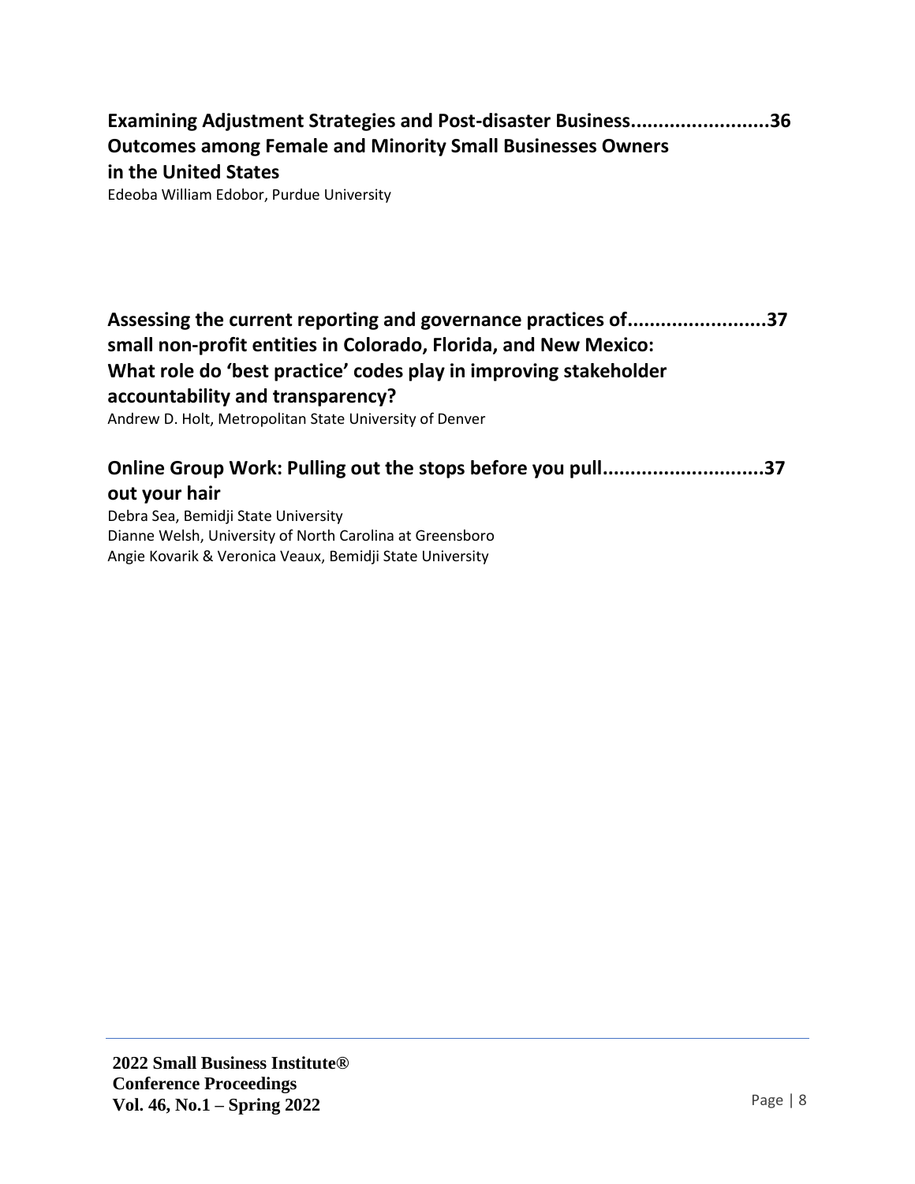**Examining Adjustment Strategies and Post-disaster Business Outcomes among Female and Minority Small Businesses Owners in the United States**.........................36
Edeoba William Edobor, Purdue University

**Assessing the current reporting and governance practices of small non-profit entities in Colorado, Florida, and New Mexico: What role do 'best practice' codes play in improving stakeholder accountability and transparency?**.........................37
Andrew D. Holt, Metropolitan State University of Denver

**Online Group Work: Pulling out the stops before you pull out your hair**.............................37
Debra Sea, Bemidji State University
Dianne Welsh, University of North Carolina at Greensboro
Angie Kovarik & Veronica Veaux, Bemidji State University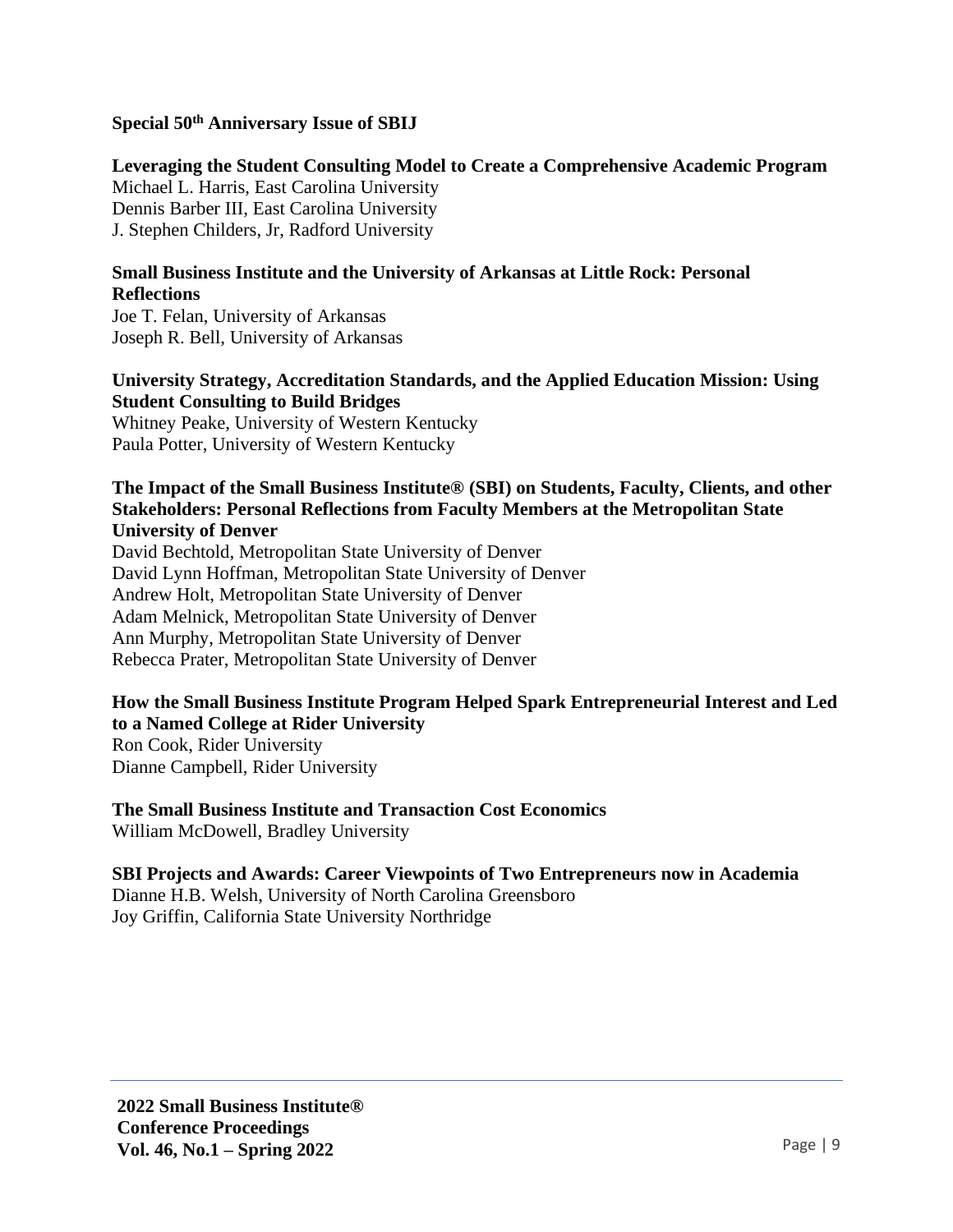**Special 50th Anniversary Issue of SBIJ**

**Leveraging the Student Consulting Model to Create a Comprehensive Academic Program**
Michael L. Harris, East Carolina University
Dennis Barber III, East Carolina University
J. Stephen Childers, Jr, Radford University

**Small Business Institute and the University of Arkansas at Little Rock: Personal Reflections**
Joe T. Felan, University of Arkansas
Joseph R. Bell, University of Arkansas

**University Strategy, Accreditation Standards, and the Applied Education Mission: Using Student Consulting to Build Bridges**
Whitney Peake, University of Western Kentucky
Paula Potter, University of Western Kentucky

**The Impact of the Small Business Institute® (SBI) on Students, Faculty, Clients, and other Stakeholders: Personal Reflections from Faculty Members at the Metropolitan State University of Denver**
David Bechtold, Metropolitan State University of Denver
David Lynn Hoffman, Metropolitan State University of Denver
Andrew Holt, Metropolitan State University of Denver
Adam Melnick, Metropolitan State University of Denver
Ann Murphy, Metropolitan State University of Denver
Rebecca Prater, Metropolitan State University of Denver

**How the Small Business Institute Program Helped Spark Entrepreneurial Interest and Led to a Named College at Rider University**
Ron Cook, Rider University
Dianne Campbell, Rider University

**The Small Business Institute and Transaction Cost Economics**
William McDowell, Bradley University

**SBI Projects and Awards: Career Viewpoints of Two Entrepreneurs now in Academia**
Dianne H.B. Welsh, University of North Carolina Greensboro
Joy Griffin, California State University Northridge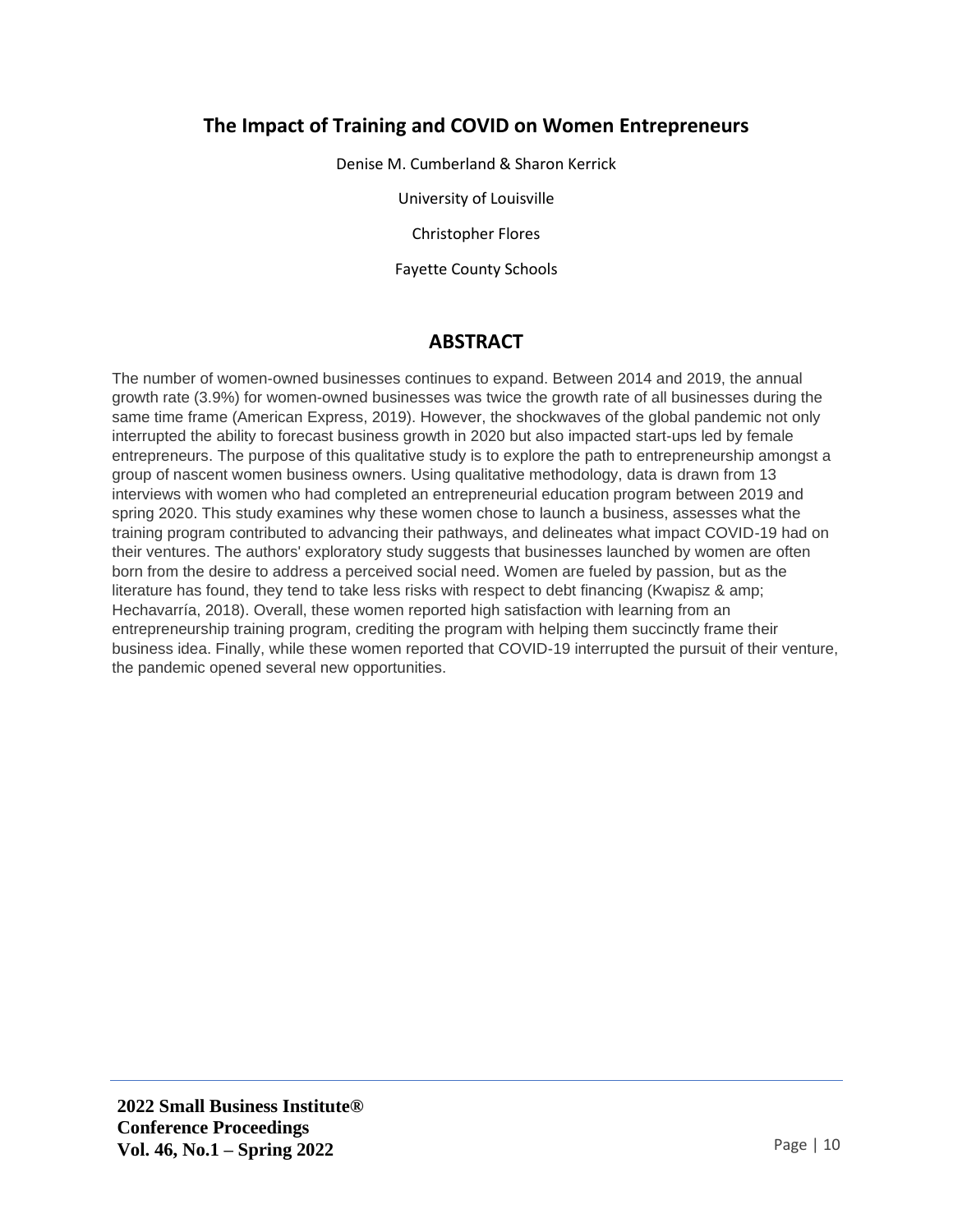# The Impact of Training and COVID on Women Entrepreneurs

Denise M. Cumberland & Sharon Kerrick

University of Louisville

Christopher Flores

Fayette County Schools

## ABSTRACT

The number of women-owned businesses continues to expand. Between 2014 and 2019, the annual growth rate (3.9%) for women-owned businesses was twice the growth rate of all businesses during the same time frame (American Express, 2019). However, the shockwaves of the global pandemic not only interrupted the ability to forecast business growth in 2020 but also impacted start-ups led by female entrepreneurs. The purpose of this qualitative study is to explore the path to entrepreneurship amongst a group of nascent women business owners. Using qualitative methodology, data is drawn from 13 interviews with women who had completed an entrepreneurial education program between 2019 and spring 2020. This study examines why these women chose to launch a business, assesses what the training program contributed to advancing their pathways, and delineates what impact COVID-19 had on their ventures. The authors' exploratory study suggests that businesses launched by women are often born from the desire to address a perceived social need. Women are fueled by passion, but as the literature has found, they tend to take less risks with respect to debt financing (Kwapisz & amp; Hechavarría, 2018). Overall, these women reported high satisfaction with learning from an entrepreneurship training program, crediting the program with helping them succinctly frame their business idea. Finally, while these women reported that COVID-19 interrupted the pursuit of their venture, the pandemic opened several new opportunities.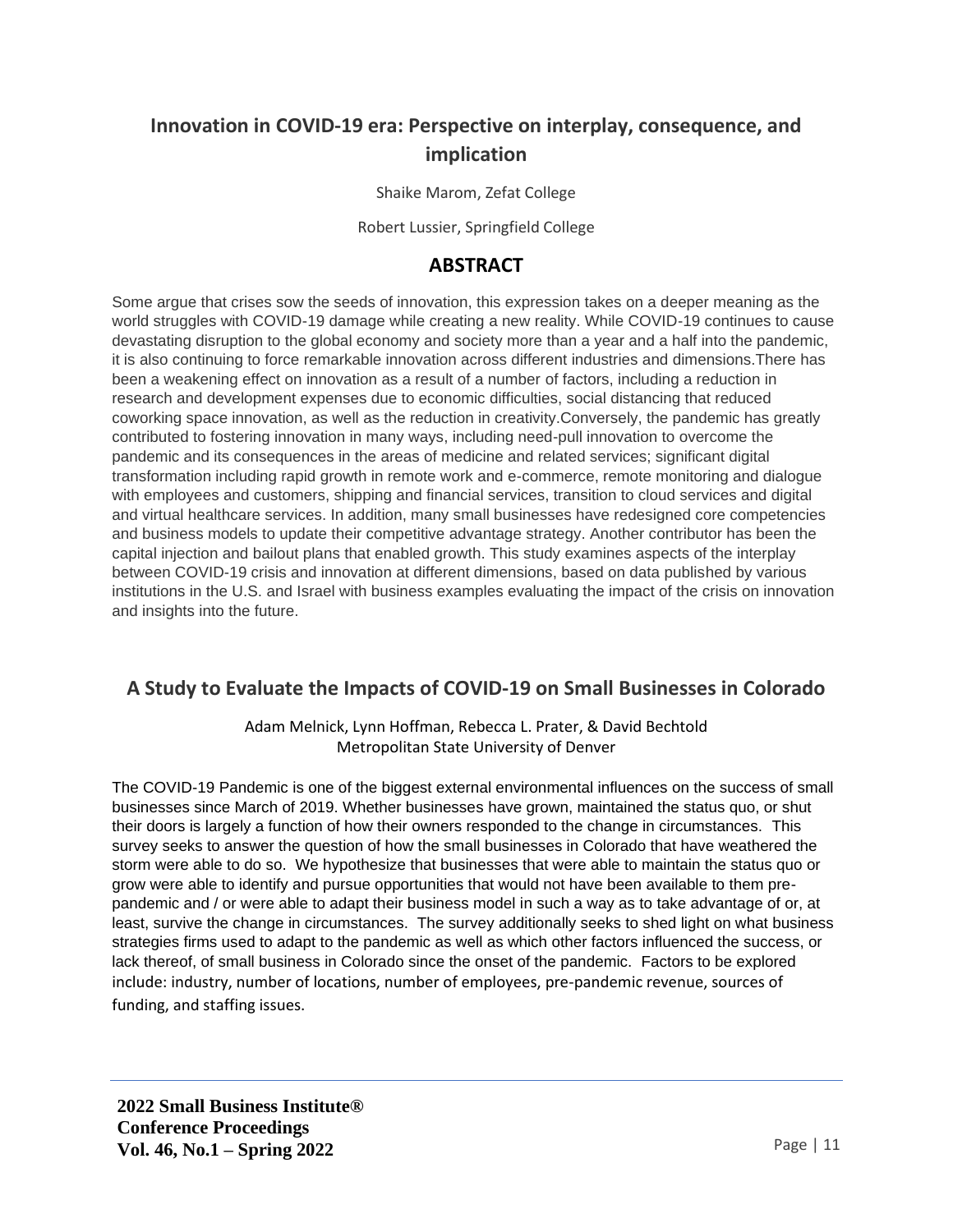## Innovation in COVID-19 era: Perspective on interplay, consequence, and implication

Shaike Marom, Zefat College

Robert Lussier, Springfield College

### ABSTRACT

Some argue that crises sow the seeds of innovation, this expression takes on a deeper meaning as the world struggles with COVID-19 damage while creating a new reality. While COVID-19 continues to cause devastating disruption to the global economy and society more than a year and a half into the pandemic, it is also continuing to force remarkable innovation across different industries and dimensions.There has been a weakening effect on innovation as a result of a number of factors, including a reduction in research and development expenses due to economic difficulties, social distancing that reduced coworking space innovation, as well as the reduction in creativity.Conversely, the pandemic has greatly contributed to fostering innovation in many ways, including need-pull innovation to overcome the pandemic and its consequences in the areas of medicine and related services; significant digital transformation including rapid growth in remote work and e-commerce, remote monitoring and dialogue with employees and customers, shipping and financial services, transition to cloud services and digital and virtual healthcare services. In addition, many small businesses have redesigned core competencies and business models to update their competitive advantage strategy. Another contributor has been the capital injection and bailout plans that enabled growth. This study examines aspects of the interplay between COVID-19 crisis and innovation at different dimensions, based on data published by various institutions in the U.S. and Israel with business examples evaluating the impact of the crisis on innovation and insights into the future.

## A Study to Evaluate the Impacts of COVID-19 on Small Businesses in Colorado

Adam Melnick, Lynn Hoffman, Rebecca L. Prater, & David Bechtold
Metropolitan State University of Denver

The COVID-19 Pandemic is one of the biggest external environmental influences on the success of small businesses since March of 2019. Whether businesses have grown, maintained the status quo, or shut their doors is largely a function of how their owners responded to the change in circumstances. This survey seeks to answer the question of how the small businesses in Colorado that have weathered the storm were able to do so. We hypothesize that businesses that were able to maintain the status quo or grow were able to identify and pursue opportunities that would not have been available to them pre-pandemic and / or were able to adapt their business model in such a way as to take advantage of or, at least, survive the change in circumstances. The survey additionally seeks to shed light on what business strategies firms used to adapt to the pandemic as well as which other factors influenced the success, or lack thereof, of small business in Colorado since the onset of the pandemic. Factors to be explored include: industry, number of locations, number of employees, pre-pandemic revenue, sources of funding, and staffing issues.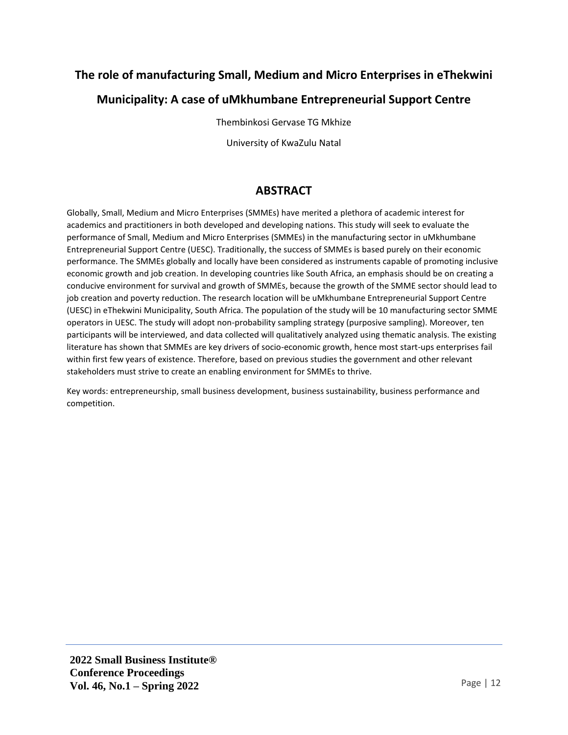# The role of manufacturing Small, Medium and Micro Enterprises in eThekwini Municipality: A case of uMkhumbane Entrepreneurial Support Centre

Thembinkosi Gervase TG Mkhize

University of KwaZulu Natal

## ABSTRACT

Globally, Small, Medium and Micro Enterprises (SMMEs) have merited a plethora of academic interest for academics and practitioners in both developed and developing nations. This study will seek to evaluate the performance of Small, Medium and Micro Enterprises (SMMEs) in the manufacturing sector in uMkhumbane Entrepreneurial Support Centre (UESC). Traditionally, the success of SMMEs is based purely on their economic performance. The SMMEs globally and locally have been considered as instruments capable of promoting inclusive economic growth and job creation. In developing countries like South Africa, an emphasis should be on creating a conducive environment for survival and growth of SMMEs, because the growth of the SMME sector should lead to job creation and poverty reduction. The research location will be uMkhumbane Entrepreneurial Support Centre (UESC) in eThekwini Municipality, South Africa. The population of the study will be 10 manufacturing sector SMME operators in UESC. The study will adopt non-probability sampling strategy (purposive sampling). Moreover, ten participants will be interviewed, and data collected will qualitatively analyzed using thematic analysis. The existing literature has shown that SMMEs are key drivers of socio-economic growth, hence most start-ups enterprises fail within first few years of existence. Therefore, based on previous studies the government and other relevant stakeholders must strive to create an enabling environment for SMMEs to thrive.

Key words: entrepreneurship, small business development, business sustainability, business performance and competition.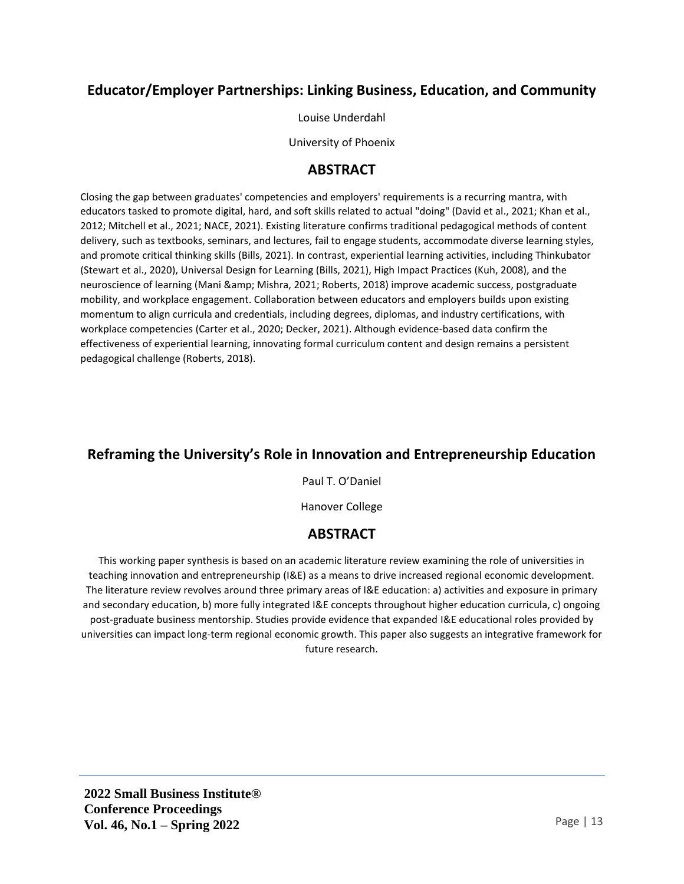## Educator/Employer Partnerships: Linking Business, Education, and Community

Louise Underdahl

University of Phoenix

### ABSTRACT

Closing the gap between graduates' competencies and employers' requirements is a recurring mantra, with educators tasked to promote digital, hard, and soft skills related to actual "doing" (David et al., 2021; Khan et al., 2012; Mitchell et al., 2021; NACE, 2021). Existing literature confirms traditional pedagogical methods of content delivery, such as textbooks, seminars, and lectures, fail to engage students, accommodate diverse learning styles, and promote critical thinking skills (Bills, 2021). In contrast, experiential learning activities, including Thinkubator (Stewart et al., 2020), Universal Design for Learning (Bills, 2021), High Impact Practices (Kuh, 2008), and the neuroscience of learning (Mani &amp; Mishra, 2021; Roberts, 2018) improve academic success, postgraduate mobility, and workplace engagement. Collaboration between educators and employers builds upon existing momentum to align curricula and credentials, including degrees, diplomas, and industry certifications, with workplace competencies (Carter et al., 2020; Decker, 2021). Although evidence-based data confirm the effectiveness of experiential learning, innovating formal curriculum content and design remains a persistent pedagogical challenge (Roberts, 2018).

## Reframing the University's Role in Innovation and Entrepreneurship Education

Paul T. O'Daniel

Hanover College

### ABSTRACT

This working paper synthesis is based on an academic literature review examining the role of universities in teaching innovation and entrepreneurship (I&E) as a means to drive increased regional economic development. The literature review revolves around three primary areas of I&E education: a) activities and exposure in primary and secondary education, b) more fully integrated I&E concepts throughout higher education curricula, c) ongoing post-graduate business mentorship. Studies provide evidence that expanded I&E educational roles provided by universities can impact long-term regional economic growth. This paper also suggests an integrative framework for future research.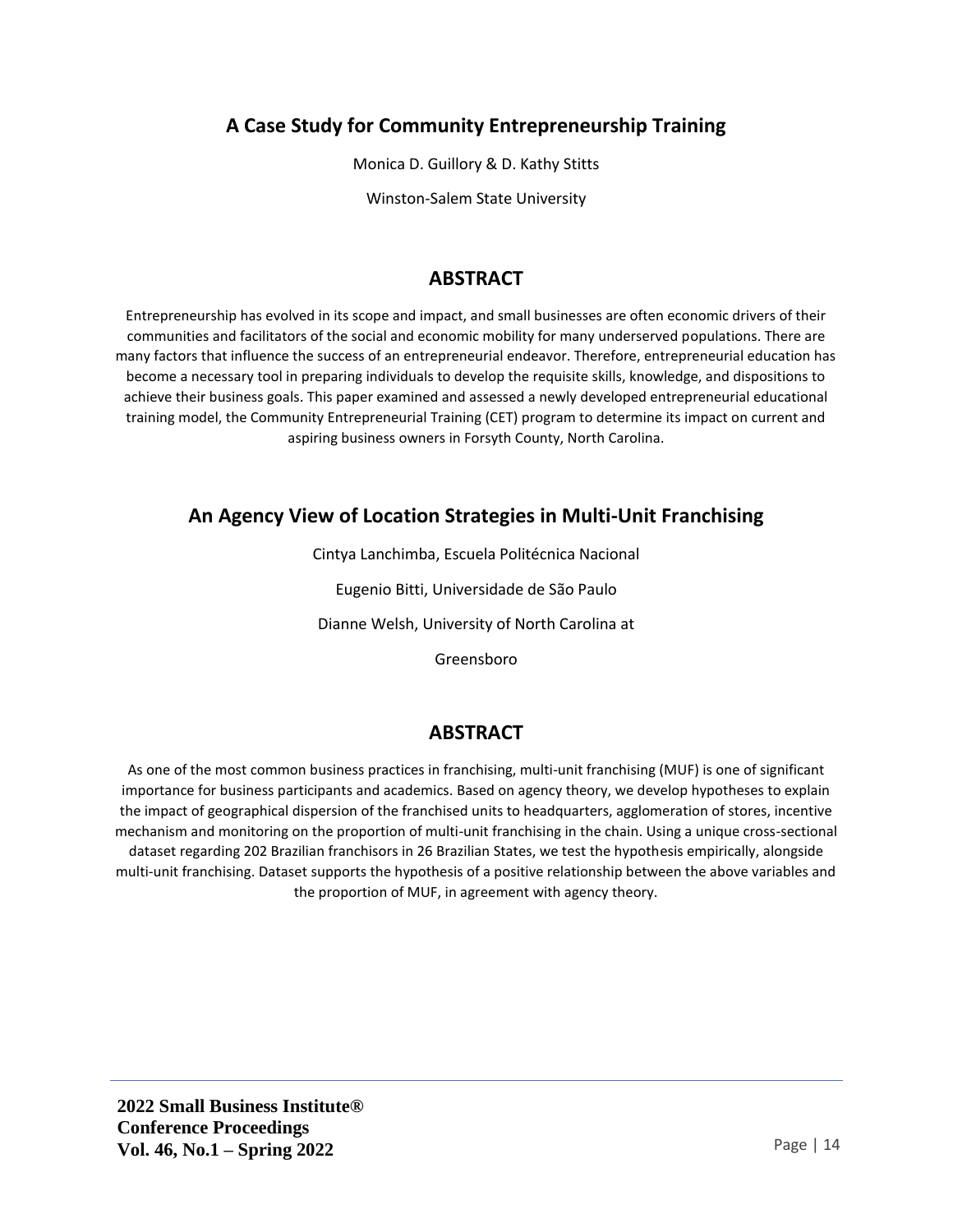## A Case Study for Community Entrepreneurship Training

Monica D. Guillory & D. Kathy Stitts

Winston-Salem State University

### ABSTRACT

Entrepreneurship has evolved in its scope and impact, and small businesses are often economic drivers of their communities and facilitators of the social and economic mobility for many underserved populations. There are many factors that influence the success of an entrepreneurial endeavor. Therefore, entrepreneurial education has become a necessary tool in preparing individuals to develop the requisite skills, knowledge, and dispositions to achieve their business goals. This paper examined and assessed a newly developed entrepreneurial educational training model, the Community Entrepreneurial Training (CET) program to determine its impact on current and aspiring business owners in Forsyth County, North Carolina.

## An Agency View of Location Strategies in Multi-Unit Franchising

Cintya Lanchimba, Escuela Politécnica Nacional

Eugenio Bitti, Universidade de São Paulo

Dianne Welsh, University of North Carolina at Greensboro

### ABSTRACT

As one of the most common business practices in franchising, multi-unit franchising (MUF) is one of significant importance for business participants and academics. Based on agency theory, we develop hypotheses to explain the impact of geographical dispersion of the franchised units to headquarters, agglomeration of stores, incentive mechanism and monitoring on the proportion of multi-unit franchising in the chain. Using a unique cross-sectional dataset regarding 202 Brazilian franchisors in 26 Brazilian States, we test the hypothesis empirically, alongside multi-unit franchising. Dataset supports the hypothesis of a positive relationship between the above variables and the proportion of MUF, in agreement with agency theory.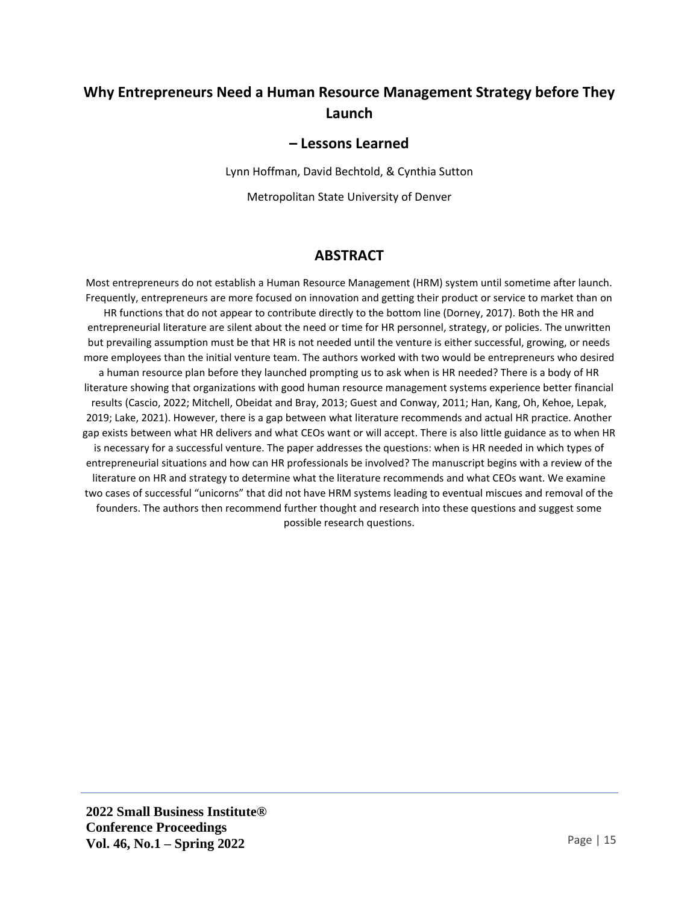# Why Entrepreneurs Need a Human Resource Management Strategy before They Launch

## – Lessons Learned

Lynn Hoffman, David Bechtold, & Cynthia Sutton

Metropolitan State University of Denver

## ABSTRACT

Most entrepreneurs do not establish a Human Resource Management (HRM) system until sometime after launch. Frequently, entrepreneurs are more focused on innovation and getting their product or service to market than on HR functions that do not appear to contribute directly to the bottom line (Dorney, 2017). Both the HR and entrepreneurial literature are silent about the need or time for HR personnel, strategy, or policies. The unwritten but prevailing assumption must be that HR is not needed until the venture is either successful, growing, or needs more employees than the initial venture team. The authors worked with two would be entrepreneurs who desired a human resource plan before they launched prompting us to ask when is HR needed? There is a body of HR literature showing that organizations with good human resource management systems experience better financial results (Cascio, 2022; Mitchell, Obeidat and Bray, 2013; Guest and Conway, 2011; Han, Kang, Oh, Kehoe, Lepak, 2019; Lake, 2021). However, there is a gap between what literature recommends and actual HR practice. Another gap exists between what HR delivers and what CEOs want or will accept. There is also little guidance as to when HR is necessary for a successful venture. The paper addresses the questions: when is HR needed in which types of entrepreneurial situations and how can HR professionals be involved? The manuscript begins with a review of the literature on HR and strategy to determine what the literature recommends and what CEOs want. We examine two cases of successful "unicorns" that did not have HRM systems leading to eventual miscues and removal of the founders. The authors then recommend further thought and research into these questions and suggest some possible research questions.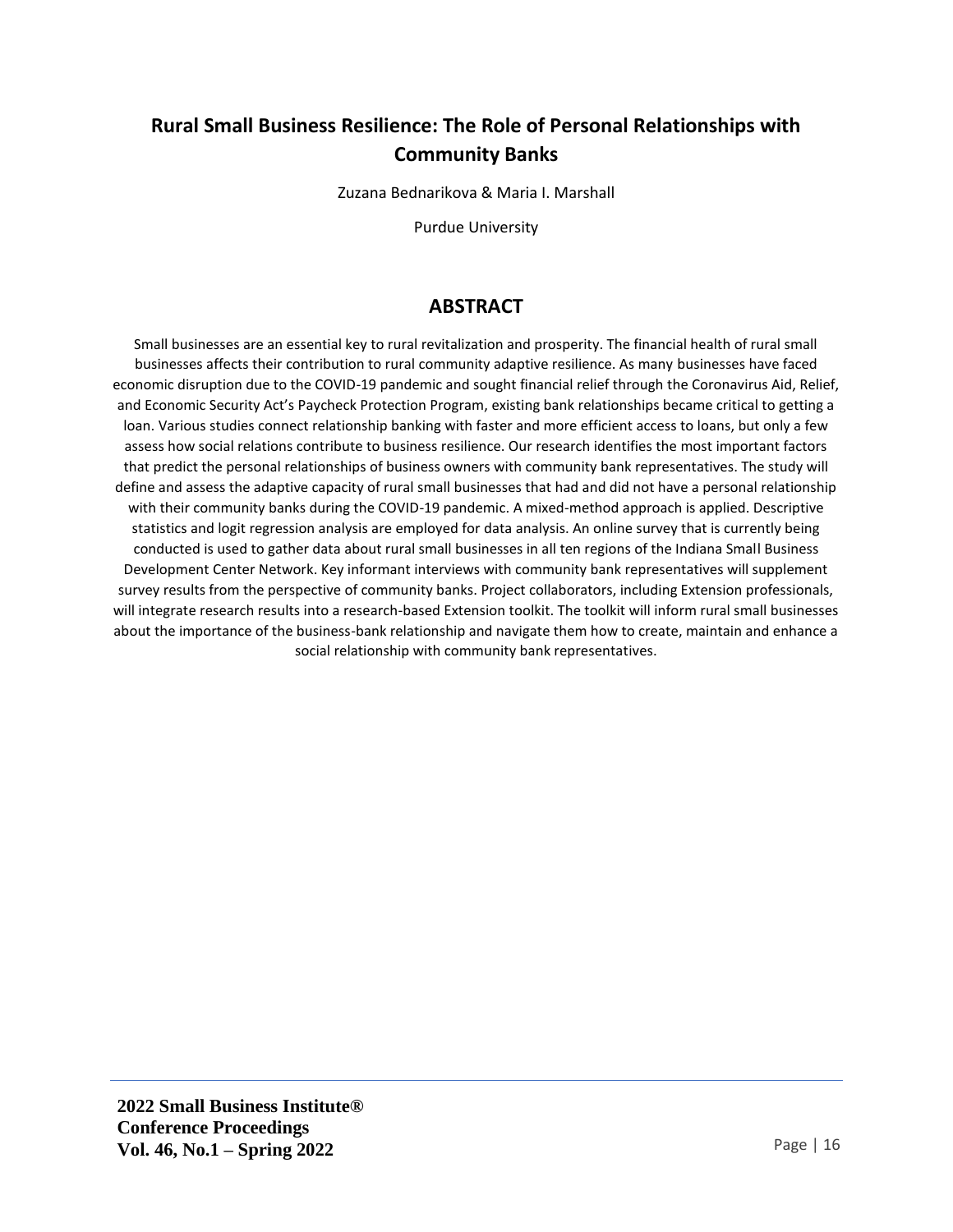# Rural Small Business Resilience: The Role of Personal Relationships with Community Banks

Zuzana Bednarikova & Maria I. Marshall

Purdue University

## ABSTRACT

Small businesses are an essential key to rural revitalization and prosperity. The financial health of rural small businesses affects their contribution to rural community adaptive resilience. As many businesses have faced economic disruption due to the COVID-19 pandemic and sought financial relief through the Coronavirus Aid, Relief, and Economic Security Act's Paycheck Protection Program, existing bank relationships became critical to getting a loan. Various studies connect relationship banking with faster and more efficient access to loans, but only a few assess how social relations contribute to business resilience. Our research identifies the most important factors that predict the personal relationships of business owners with community bank representatives. The study will define and assess the adaptive capacity of rural small businesses that had and did not have a personal relationship with their community banks during the COVID-19 pandemic. A mixed-method approach is applied. Descriptive statistics and logit regression analysis are employed for data analysis. An online survey that is currently being conducted is used to gather data about rural small businesses in all ten regions of the Indiana Small Business Development Center Network. Key informant interviews with community bank representatives will supplement survey results from the perspective of community banks. Project collaborators, including Extension professionals, will integrate research results into a research-based Extension toolkit. The toolkit will inform rural small businesses about the importance of the business-bank relationship and navigate them how to create, maintain and enhance a social relationship with community bank representatives.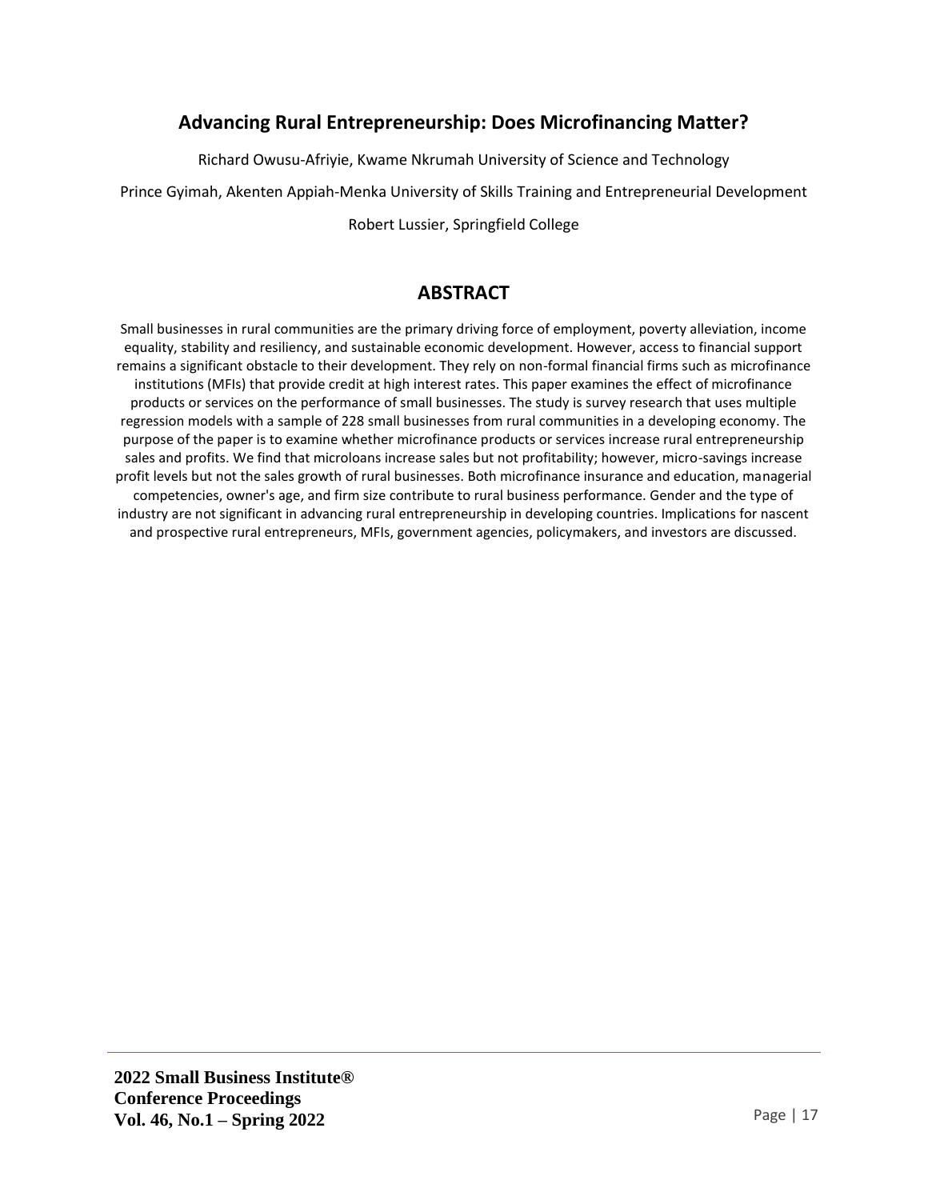## Advancing Rural Entrepreneurship: Does Microfinancing Matter?

Richard Owusu-Afriyie, Kwame Nkrumah University of Science and Technology

Prince Gyimah, Akenten Appiah-Menka University of Skills Training and Entrepreneurial Development

Robert Lussier, Springfield College

## ABSTRACT

Small businesses in rural communities are the primary driving force of employment, poverty alleviation, income equality, stability and resiliency, and sustainable economic development. However, access to financial support remains a significant obstacle to their development. They rely on non-formal financial firms such as microfinance institutions (MFIs) that provide credit at high interest rates. This paper examines the effect of microfinance products or services on the performance of small businesses. The study is survey research that uses multiple regression models with a sample of 228 small businesses from rural communities in a developing economy. The purpose of the paper is to examine whether microfinance products or services increase rural entrepreneurship sales and profits. We find that microloans increase sales but not profitability; however, micro-savings increase profit levels but not the sales growth of rural businesses. Both microfinance insurance and education, managerial competencies, owner's age, and firm size contribute to rural business performance. Gender and the type of industry are not significant in advancing rural entrepreneurship in developing countries. Implications for nascent and prospective rural entrepreneurs, MFIs, government agencies, policymakers, and investors are discussed.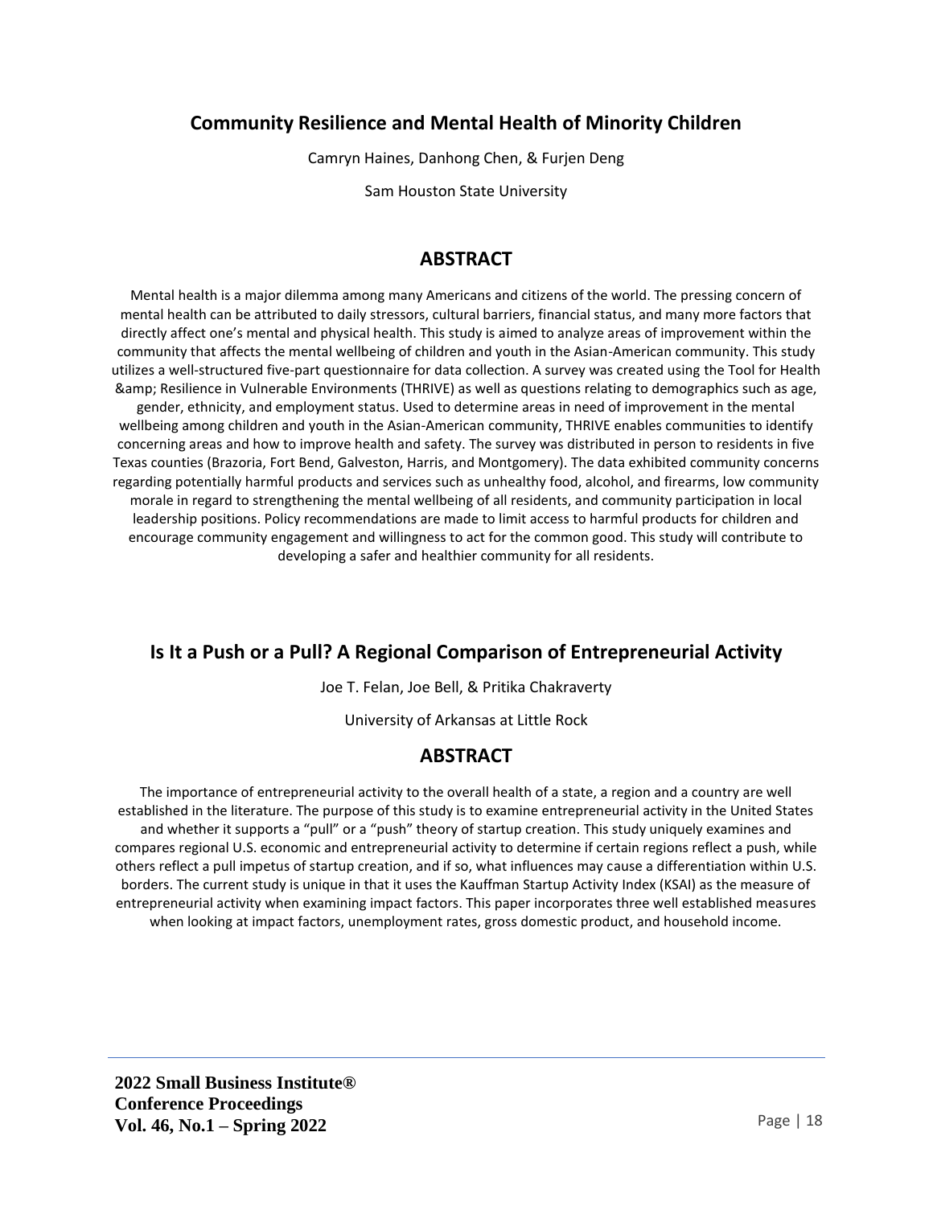## Community Resilience and Mental Health of Minority Children

Camryn Haines, Danhong Chen, & Furjen Deng

Sam Houston State University

## ABSTRACT

Mental health is a major dilemma among many Americans and citizens of the world. The pressing concern of mental health can be attributed to daily stressors, cultural barriers, financial status, and many more factors that directly affect one's mental and physical health. This study is aimed to analyze areas of improvement within the community that affects the mental wellbeing of children and youth in the Asian-American community. This study utilizes a well-structured five-part questionnaire for data collection. A survey was created using the Tool for Health &amp; Resilience in Vulnerable Environments (THRIVE) as well as questions relating to demographics such as age, gender, ethnicity, and employment status. Used to determine areas in need of improvement in the mental wellbeing among children and youth in the Asian-American community, THRIVE enables communities to identify concerning areas and how to improve health and safety. The survey was distributed in person to residents in five Texas counties (Brazoria, Fort Bend, Galveston, Harris, and Montgomery). The data exhibited community concerns regarding potentially harmful products and services such as unhealthy food, alcohol, and firearms, low community morale in regard to strengthening the mental wellbeing of all residents, and community participation in local leadership positions. Policy recommendations are made to limit access to harmful products for children and encourage community engagement and willingness to act for the common good. This study will contribute to developing a safer and healthier community for all residents.

## Is It a Push or a Pull? A Regional Comparison of Entrepreneurial Activity

Joe T. Felan, Joe Bell, & Pritika Chakraverty

University of Arkansas at Little Rock

## ABSTRACT

The importance of entrepreneurial activity to the overall health of a state, a region and a country are well established in the literature. The purpose of this study is to examine entrepreneurial activity in the United States and whether it supports a "pull" or a "push" theory of startup creation. This study uniquely examines and compares regional U.S. economic and entrepreneurial activity to determine if certain regions reflect a push, while others reflect a pull impetus of startup creation, and if so, what influences may cause a differentiation within U.S. borders. The current study is unique in that it uses the Kauffman Startup Activity Index (KSAI) as the measure of entrepreneurial activity when examining impact factors. This paper incorporates three well established measures when looking at impact factors, unemployment rates, gross domestic product, and household income.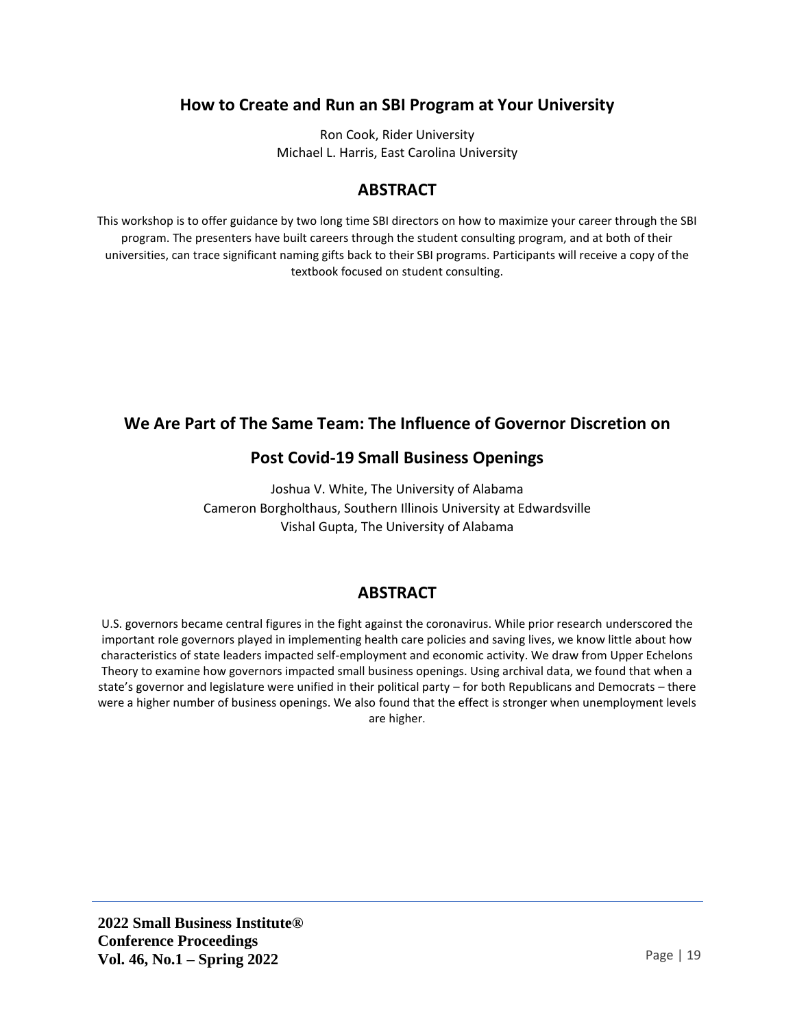## How to Create and Run an SBI Program at Your University

Ron Cook, Rider University
Michael L. Harris, East Carolina University

### ABSTRACT

This workshop is to offer guidance by two long time SBI directors on how to maximize your career through the SBI program. The presenters have built careers through the student consulting program, and at both of their universities, can trace significant naming gifts back to their SBI programs. Participants will receive a copy of the textbook focused on student consulting.

## We Are Part of The Same Team: The Influence of Governor Discretion on Post Covid-19 Small Business Openings

Joshua V. White, The University of Alabama
Cameron Borgholthaus, Southern Illinois University at Edwardsville
Vishal Gupta, The University of Alabama

### ABSTRACT

U.S. governors became central figures in the fight against the coronavirus. While prior research underscored the important role governors played in implementing health care policies and saving lives, we know little about how characteristics of state leaders impacted self-employment and economic activity. We draw from Upper Echelons Theory to examine how governors impacted small business openings. Using archival data, we found that when a state's governor and legislature were unified in their political party – for both Republicans and Democrats – there were a higher number of business openings. We also found that the effect is stronger when unemployment levels are higher.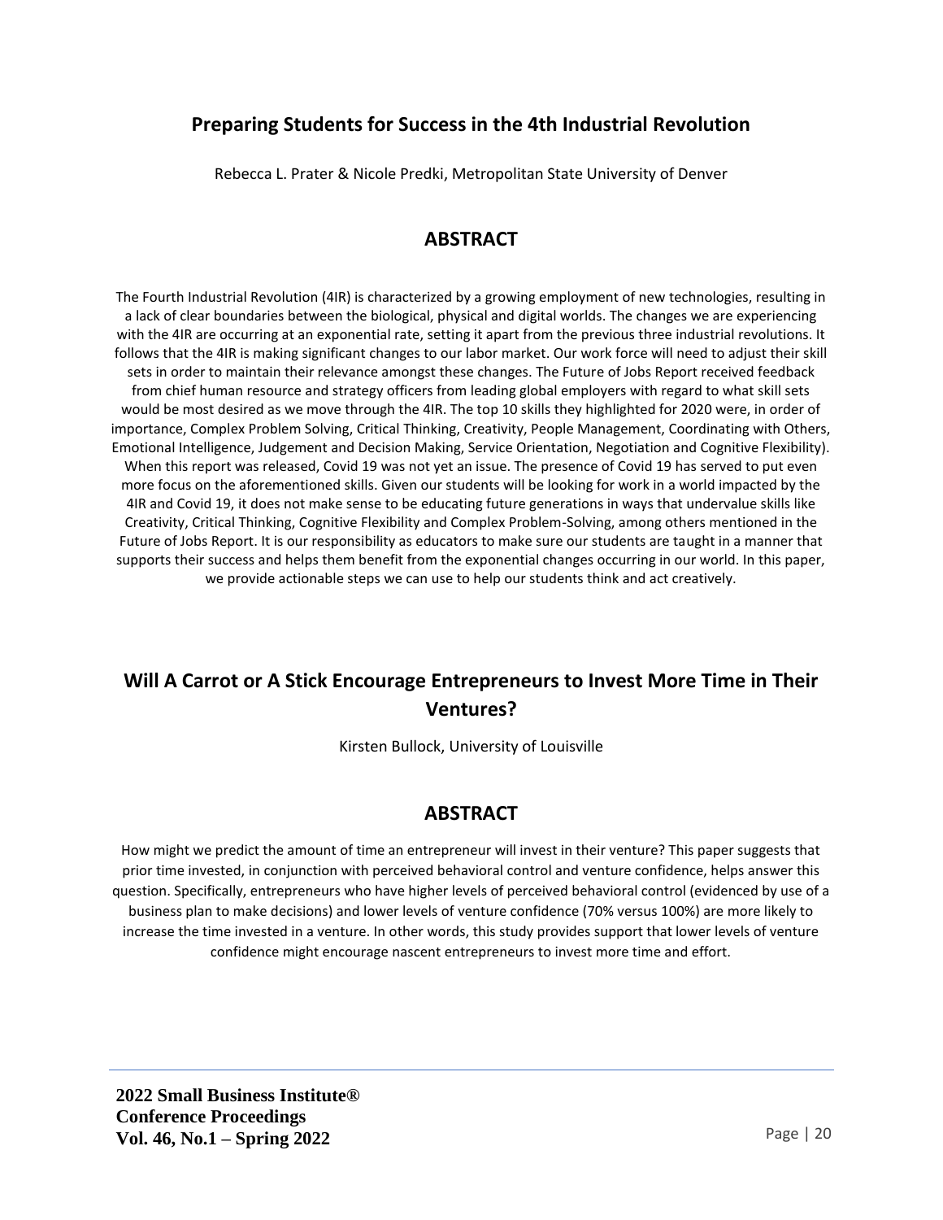## Preparing Students for Success in the 4th Industrial Revolution

Rebecca L. Prater & Nicole Predki, Metropolitan State University of Denver

### ABSTRACT

The Fourth Industrial Revolution (4IR) is characterized by a growing employment of new technologies, resulting in a lack of clear boundaries between the biological, physical and digital worlds. The changes we are experiencing with the 4IR are occurring at an exponential rate, setting it apart from the previous three industrial revolutions. It follows that the 4IR is making significant changes to our labor market. Our work force will need to adjust their skill sets in order to maintain their relevance amongst these changes. The Future of Jobs Report received feedback from chief human resource and strategy officers from leading global employers with regard to what skill sets would be most desired as we move through the 4IR. The top 10 skills they highlighted for 2020 were, in order of importance, Complex Problem Solving, Critical Thinking, Creativity, People Management, Coordinating with Others, Emotional Intelligence, Judgement and Decision Making, Service Orientation, Negotiation and Cognitive Flexibility). When this report was released, Covid 19 was not yet an issue. The presence of Covid 19 has served to put even more focus on the aforementioned skills. Given our students will be looking for work in a world impacted by the 4IR and Covid 19, it does not make sense to be educating future generations in ways that undervalue skills like Creativity, Critical Thinking, Cognitive Flexibility and Complex Problem-Solving, among others mentioned in the Future of Jobs Report. It is our responsibility as educators to make sure our students are taught in a manner that supports their success and helps them benefit from the exponential changes occurring in our world. In this paper, we provide actionable steps we can use to help our students think and act creatively.

## Will A Carrot or A Stick Encourage Entrepreneurs to Invest More Time in Their Ventures?

Kirsten Bullock, University of Louisville

### ABSTRACT

How might we predict the amount of time an entrepreneur will invest in their venture? This paper suggests that prior time invested, in conjunction with perceived behavioral control and venture confidence, helps answer this question. Specifically, entrepreneurs who have higher levels of perceived behavioral control (evidenced by use of a business plan to make decisions) and lower levels of venture confidence (70% versus 100%) are more likely to increase the time invested in a venture. In other words, this study provides support that lower levels of venture confidence might encourage nascent entrepreneurs to invest more time and effort.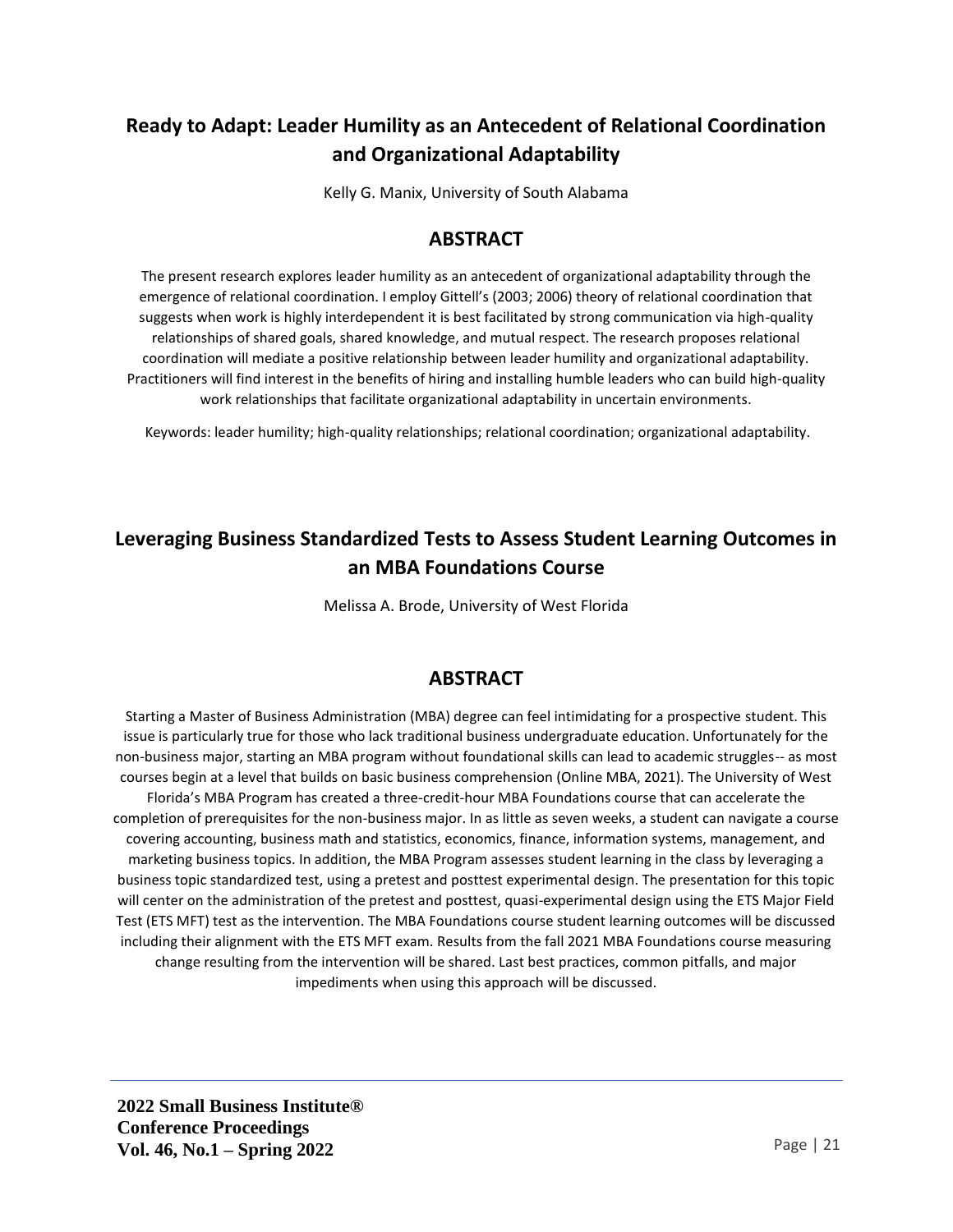## Ready to Adapt: Leader Humility as an Antecedent of Relational Coordination and Organizational Adaptability

Kelly G. Manix, University of South Alabama

### ABSTRACT

The present research explores leader humility as an antecedent of organizational adaptability through the emergence of relational coordination. I employ Gittell's (2003; 2006) theory of relational coordination that suggests when work is highly interdependent it is best facilitated by strong communication via high-quality relationships of shared goals, shared knowledge, and mutual respect. The research proposes relational coordination will mediate a positive relationship between leader humility and organizational adaptability. Practitioners will find interest in the benefits of hiring and installing humble leaders who can build high-quality work relationships that facilitate organizational adaptability in uncertain environments.

Keywords: leader humility; high-quality relationships; relational coordination; organizational adaptability.

## Leveraging Business Standardized Tests to Assess Student Learning Outcomes in an MBA Foundations Course

Melissa A. Brode, University of West Florida

### ABSTRACT

Starting a Master of Business Administration (MBA) degree can feel intimidating for a prospective student. This issue is particularly true for those who lack traditional business undergraduate education. Unfortunately for the non-business major, starting an MBA program without foundational skills can lead to academic struggles-- as most courses begin at a level that builds on basic business comprehension (Online MBA, 2021). The University of West Florida's MBA Program has created a three-credit-hour MBA Foundations course that can accelerate the completion of prerequisites for the non-business major. In as little as seven weeks, a student can navigate a course covering accounting, business math and statistics, economics, finance, information systems, management, and marketing business topics. In addition, the MBA Program assesses student learning in the class by leveraging a business topic standardized test, using a pretest and posttest experimental design. The presentation for this topic will center on the administration of the pretest and posttest, quasi-experimental design using the ETS Major Field Test (ETS MFT) test as the intervention. The MBA Foundations course student learning outcomes will be discussed including their alignment with the ETS MFT exam. Results from the fall 2021 MBA Foundations course measuring change resulting from the intervention will be shared. Last best practices, common pitfalls, and major impediments when using this approach will be discussed.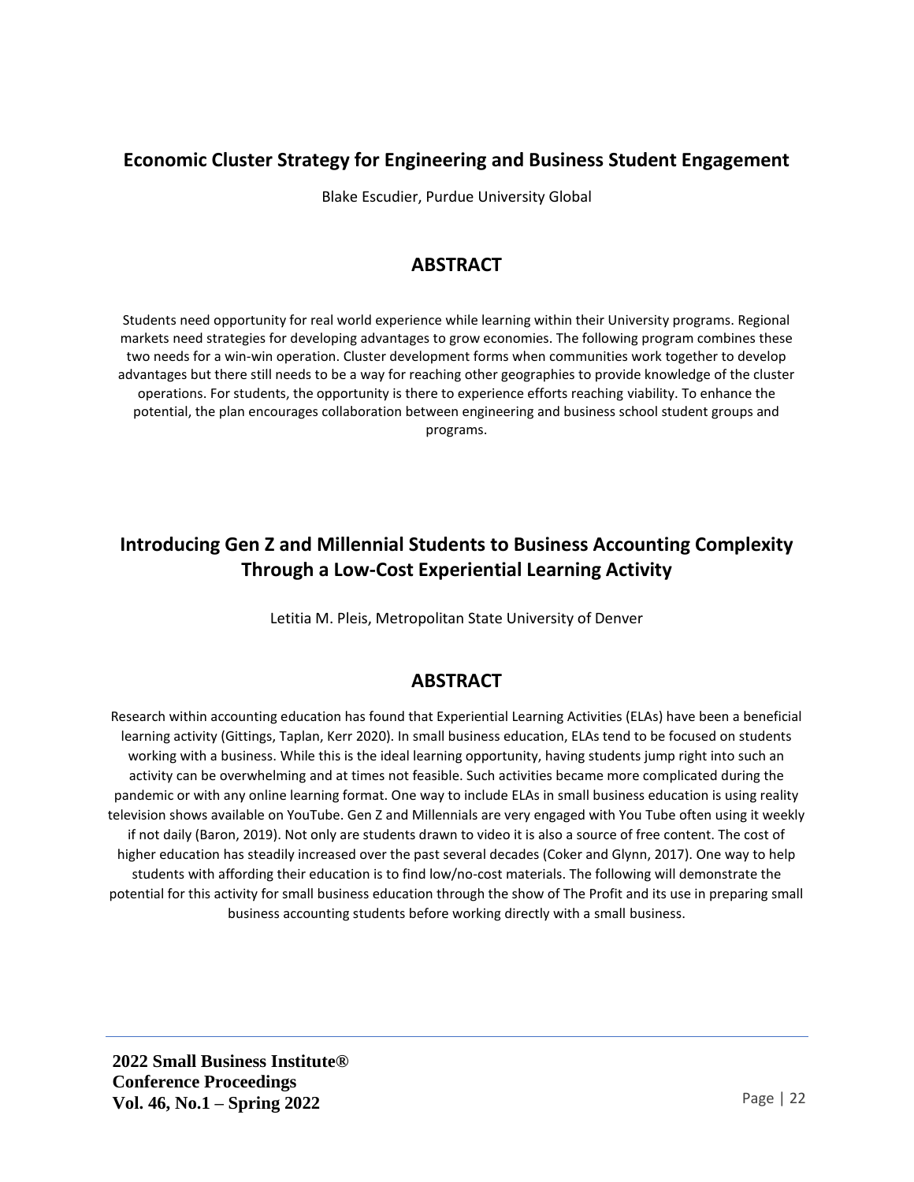## Economic Cluster Strategy for Engineering and Business Student Engagement

Blake Escudier, Purdue University Global

### ABSTRACT

Students need opportunity for real world experience while learning within their University programs. Regional markets need strategies for developing advantages to grow economies. The following program combines these two needs for a win-win operation. Cluster development forms when communities work together to develop advantages but there still needs to be a way for reaching other geographies to provide knowledge of the cluster operations. For students, the opportunity is there to experience efforts reaching viability. To enhance the potential, the plan encourages collaboration between engineering and business school student groups and programs.

## Introducing Gen Z and Millennial Students to Business Accounting Complexity Through a Low-Cost Experiential Learning Activity

Letitia M. Pleis, Metropolitan State University of Denver

### ABSTRACT

Research within accounting education has found that Experiential Learning Activities (ELAs) have been a beneficial learning activity (Gittings, Taplan, Kerr 2020). In small business education, ELAs tend to be focused on students working with a business. While this is the ideal learning opportunity, having students jump right into such an activity can be overwhelming and at times not feasible. Such activities became more complicated during the pandemic or with any online learning format. One way to include ELAs in small business education is using reality television shows available on YouTube. Gen Z and Millennials are very engaged with You Tube often using it weekly if not daily (Baron, 2019). Not only are students drawn to video it is also a source of free content. The cost of higher education has steadily increased over the past several decades (Coker and Glynn, 2017). One way to help students with affording their education is to find low/no-cost materials. The following will demonstrate the potential for this activity for small business education through the show of The Profit and its use in preparing small business accounting students before working directly with a small business.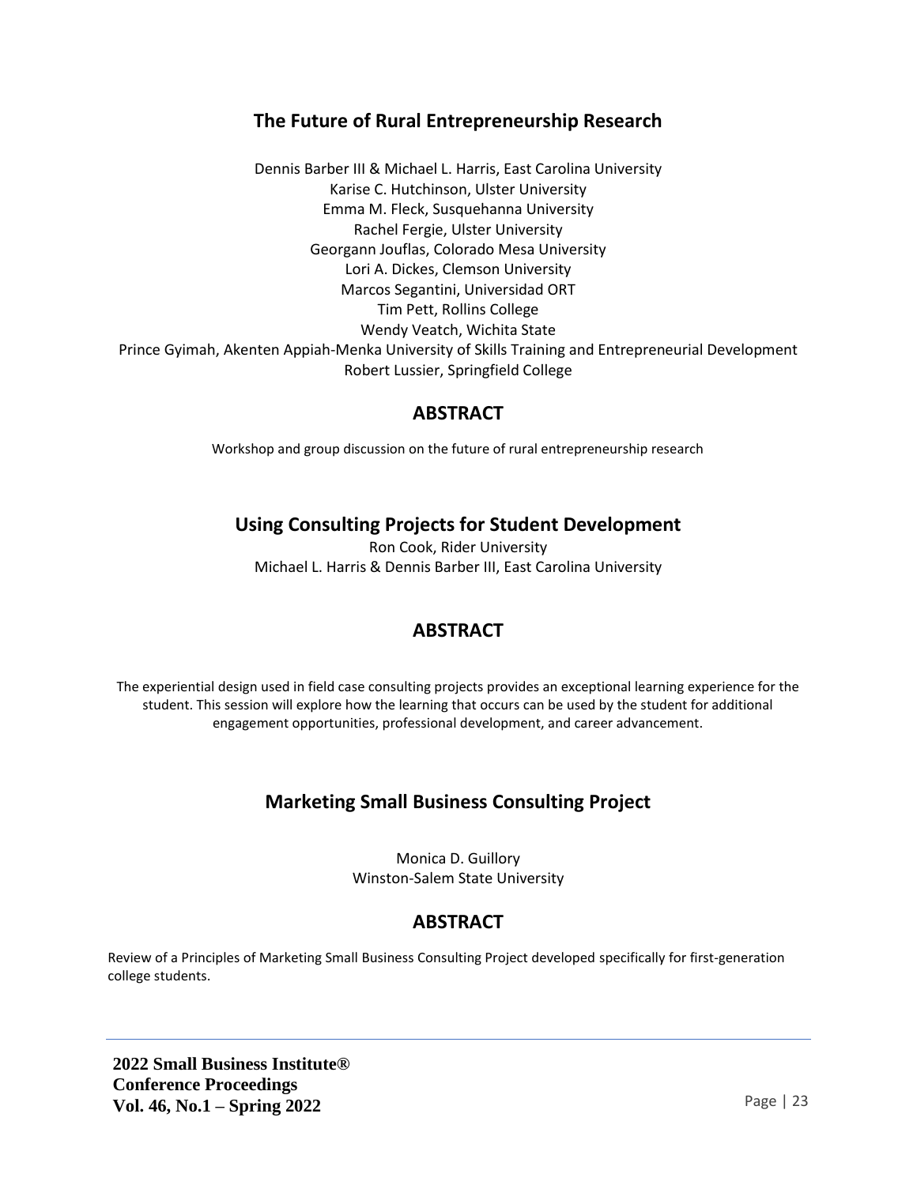## The Future of Rural Entrepreneurship Research

Dennis Barber III & Michael L. Harris, East Carolina University
Karise C. Hutchinson, Ulster University
Emma M. Fleck, Susquehanna University
Rachel Fergie, Ulster University
Georgann Jouflas, Colorado Mesa University
Lori A. Dickes, Clemson University
Marcos Segantini, Universidad ORT
Tim Pett, Rollins College
Wendy Veatch, Wichita State
Prince Gyimah, Akenten Appiah-Menka University of Skills Training and Entrepreneurial Development
Robert Lussier, Springfield College

### ABSTRACT

Workshop and group discussion on the future of rural entrepreneurship research

## Using Consulting Projects for Student Development

Ron Cook, Rider University
Michael L. Harris & Dennis Barber III, East Carolina University

### ABSTRACT

The experiential design used in field case consulting projects provides an exceptional learning experience for the student. This session will explore how the learning that occurs can be used by the student for additional engagement opportunities, professional development, and career advancement.

## Marketing Small Business Consulting Project

Monica D. Guillory
Winston-Salem State University

### ABSTRACT

Review of a Principles of Marketing Small Business Consulting Project developed specifically for first-generation college students.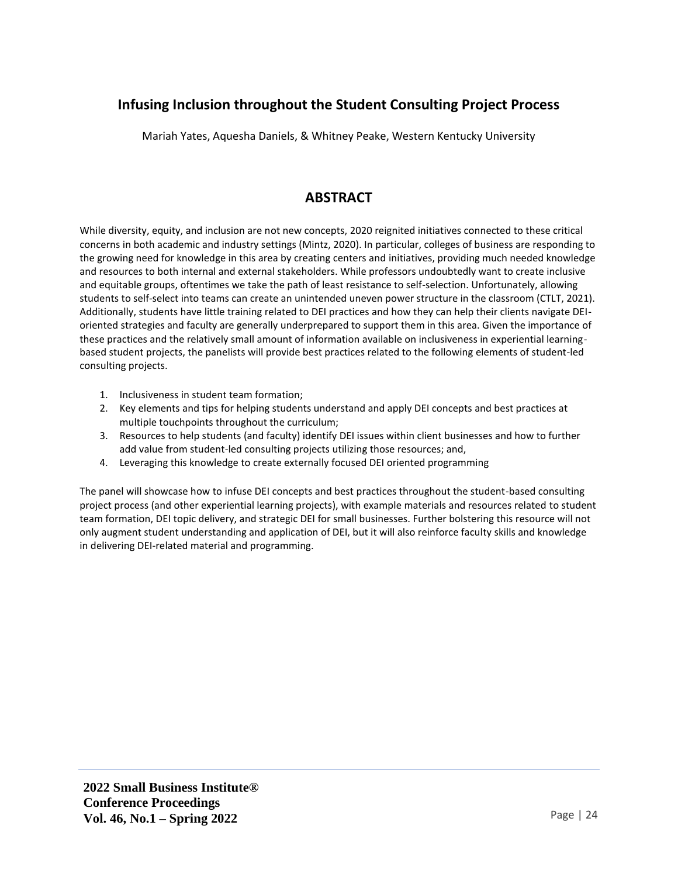## Infusing Inclusion throughout the Student Consulting Project Process

Mariah Yates, Aquesha Daniels, & Whitney Peake, Western Kentucky University

## ABSTRACT

While diversity, equity, and inclusion are not new concepts, 2020 reignited initiatives connected to these critical concerns in both academic and industry settings (Mintz, 2020). In particular, colleges of business are responding to the growing need for knowledge in this area by creating centers and initiatives, providing much needed knowledge and resources to both internal and external stakeholders. While professors undoubtedly want to create inclusive and equitable groups, oftentimes we take the path of least resistance to self-selection. Unfortunately, allowing students to self-select into teams can create an unintended uneven power structure in the classroom (CTLT, 2021). Additionally, students have little training related to DEI practices and how they can help their clients navigate DEI-oriented strategies and faculty are generally underprepared to support them in this area. Given the importance of these practices and the relatively small amount of information available on inclusiveness in experiential learning-based student projects, the panelists will provide best practices related to the following elements of student-led consulting projects.

1. Inclusiveness in student team formation;
2. Key elements and tips for helping students understand and apply DEI concepts and best practices at multiple touchpoints throughout the curriculum;
3. Resources to help students (and faculty) identify DEI issues within client businesses and how to further add value from student-led consulting projects utilizing those resources; and,
4. Leveraging this knowledge to create externally focused DEI oriented programming

The panel will showcase how to infuse DEI concepts and best practices throughout the student-based consulting project process (and other experiential learning projects), with example materials and resources related to student team formation, DEI topic delivery, and strategic DEI for small businesses. Further bolstering this resource will not only augment student understanding and application of DEI, but it will also reinforce faculty skills and knowledge in delivering DEI-related material and programming.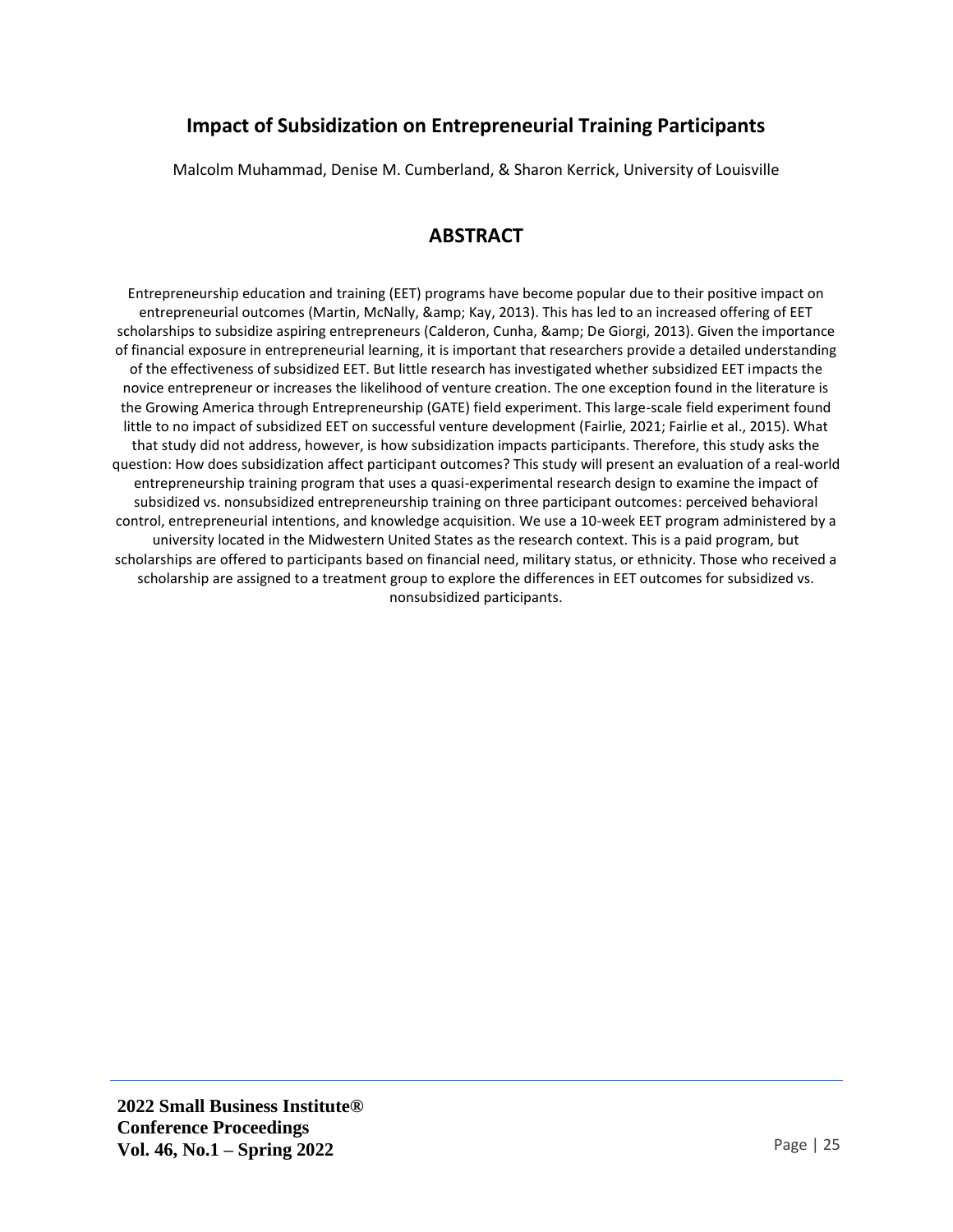# Impact of Subsidization on Entrepreneurial Training Participants

Malcolm Muhammad, Denise M. Cumberland, & Sharon Kerrick, University of Louisville

## ABSTRACT

Entrepreneurship education and training (EET) programs have become popular due to their positive impact on entrepreneurial outcomes (Martin, McNally, &amp; Kay, 2013). This has led to an increased offering of EET scholarships to subsidize aspiring entrepreneurs (Calderon, Cunha, &amp; De Giorgi, 2013). Given the importance of financial exposure in entrepreneurial learning, it is important that researchers provide a detailed understanding of the effectiveness of subsidized EET. But little research has investigated whether subsidized EET impacts the novice entrepreneur or increases the likelihood of venture creation. The one exception found in the literature is the Growing America through Entrepreneurship (GATE) field experiment. This large-scale field experiment found little to no impact of subsidized EET on successful venture development (Fairlie, 2021; Fairlie et al., 2015). What that study did not address, however, is how subsidization impacts participants. Therefore, this study asks the question: How does subsidization affect participant outcomes? This study will present an evaluation of a real-world entrepreneurship training program that uses a quasi-experimental research design to examine the impact of subsidized vs. nonsubsidized entrepreneurship training on three participant outcomes: perceived behavioral control, entrepreneurial intentions, and knowledge acquisition. We use a 10-week EET program administered by a university located in the Midwestern United States as the research context. This is a paid program, but scholarships are offered to participants based on financial need, military status, or ethnicity. Those who received a scholarship are assigned to a treatment group to explore the differences in EET outcomes for subsidized vs. nonsubsidized participants.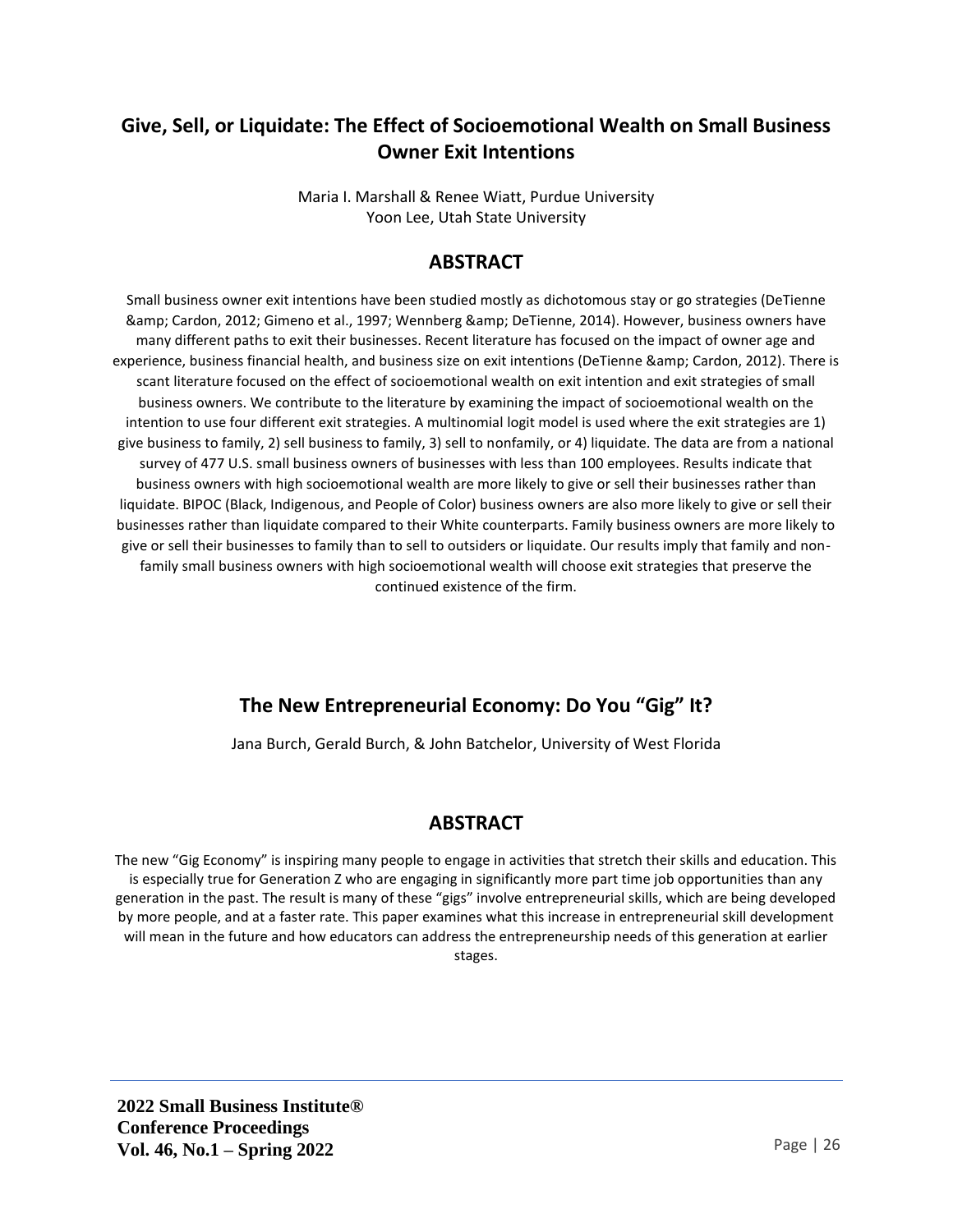## Give, Sell, or Liquidate: The Effect of Socioemotional Wealth on Small Business Owner Exit Intentions

Maria I. Marshall & Renee Wiatt, Purdue University
Yoon Lee, Utah State University

### ABSTRACT

Small business owner exit intentions have been studied mostly as dichotomous stay or go strategies (DeTienne &amp; Cardon, 2012; Gimeno et al., 1997; Wennberg &amp; DeTienne, 2014). However, business owners have many different paths to exit their businesses. Recent literature has focused on the impact of owner age and experience, business financial health, and business size on exit intentions (DeTienne &amp; Cardon, 2012). There is scant literature focused on the effect of socioemotional wealth on exit intention and exit strategies of small business owners. We contribute to the literature by examining the impact of socioemotional wealth on the intention to use four different exit strategies. A multinomial logit model is used where the exit strategies are 1) give business to family, 2) sell business to family, 3) sell to nonfamily, or 4) liquidate. The data are from a national survey of 477 U.S. small business owners of businesses with less than 100 employees. Results indicate that business owners with high socioemotional wealth are more likely to give or sell their businesses rather than liquidate. BIPOC (Black, Indigenous, and People of Color) business owners are also more likely to give or sell their businesses rather than liquidate compared to their White counterparts. Family business owners are more likely to give or sell their businesses to family than to sell to outsiders or liquidate. Our results imply that family and non-family small business owners with high socioemotional wealth will choose exit strategies that preserve the continued existence of the firm.

## The New Entrepreneurial Economy: Do You "Gig" It?

Jana Burch, Gerald Burch, & John Batchelor, University of West Florida

### ABSTRACT

The new "Gig Economy" is inspiring many people to engage in activities that stretch their skills and education. This is especially true for Generation Z who are engaging in significantly more part time job opportunities than any generation in the past. The result is many of these "gigs" involve entrepreneurial skills, which are being developed by more people, and at a faster rate. This paper examines what this increase in entrepreneurial skill development will mean in the future and how educators can address the entrepreneurship needs of this generation at earlier stages.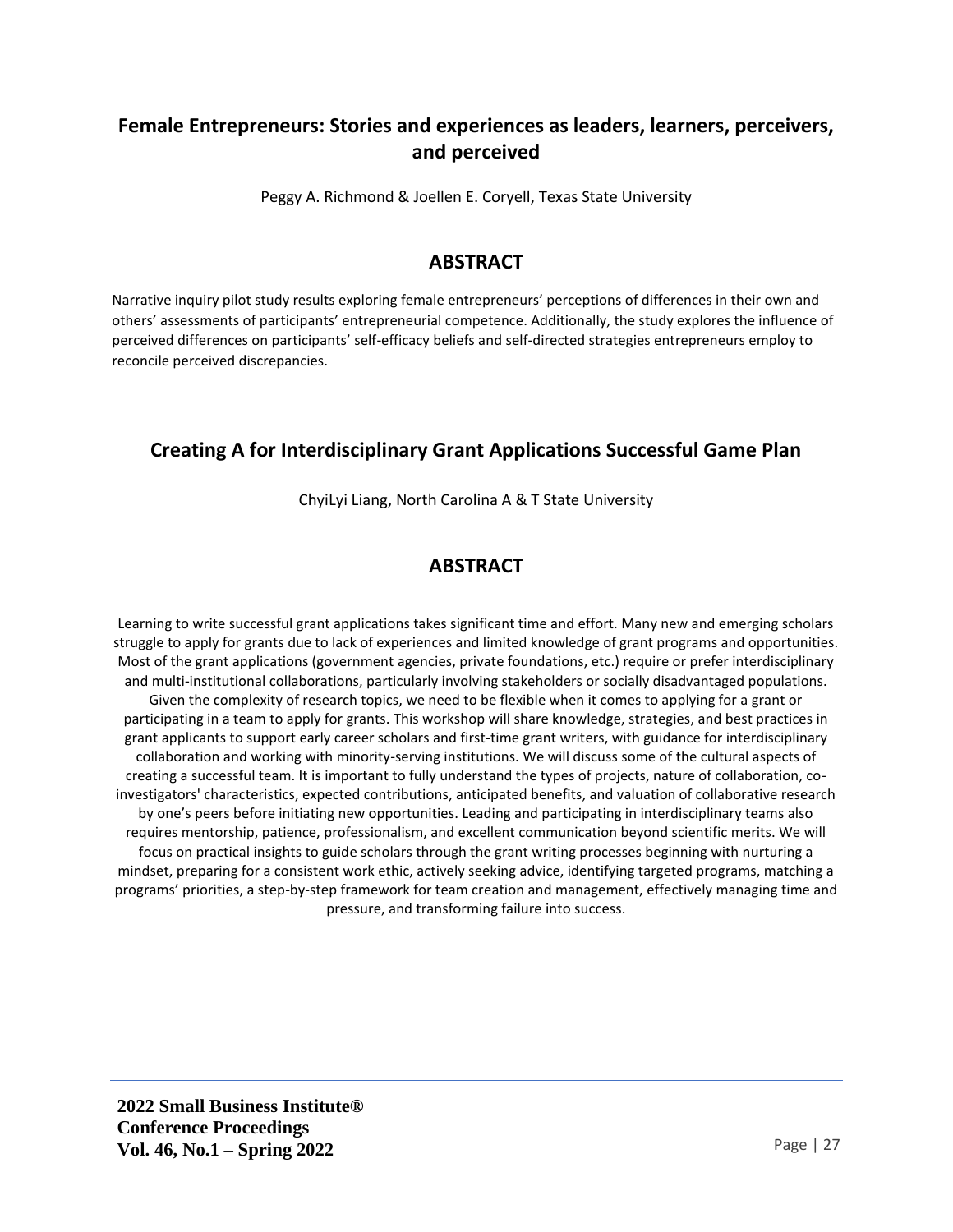## Female Entrepreneurs: Stories and experiences as leaders, learners, perceivers, and perceived

Peggy A. Richmond & Joellen E. Coryell, Texas State University

### ABSTRACT

Narrative inquiry pilot study results exploring female entrepreneurs' perceptions of differences in their own and others' assessments of participants' entrepreneurial competence. Additionally, the study explores the influence of perceived differences on participants' self-efficacy beliefs and self-directed strategies entrepreneurs employ to reconcile perceived discrepancies.

## Creating A for Interdisciplinary Grant Applications Successful Game Plan

ChyiLyi Liang, North Carolina A & T State University

### ABSTRACT

Learning to write successful grant applications takes significant time and effort. Many new and emerging scholars struggle to apply for grants due to lack of experiences and limited knowledge of grant programs and opportunities. Most of the grant applications (government agencies, private foundations, etc.) require or prefer interdisciplinary and multi-institutional collaborations, particularly involving stakeholders or socially disadvantaged populations. Given the complexity of research topics, we need to be flexible when it comes to applying for a grant or participating in a team to apply for grants. This workshop will share knowledge, strategies, and best practices in grant applicants to support early career scholars and first-time grant writers, with guidance for interdisciplinary collaboration and working with minority-serving institutions. We will discuss some of the cultural aspects of creating a successful team. It is important to fully understand the types of projects, nature of collaboration, co-investigators' characteristics, expected contributions, anticipated benefits, and valuation of collaborative research by one's peers before initiating new opportunities. Leading and participating in interdisciplinary teams also requires mentorship, patience, professionalism, and excellent communication beyond scientific merits. We will focus on practical insights to guide scholars through the grant writing processes beginning with nurturing a mindset, preparing for a consistent work ethic, actively seeking advice, identifying targeted programs, matching a programs' priorities, a step-by-step framework for team creation and management, effectively managing time and pressure, and transforming failure into success.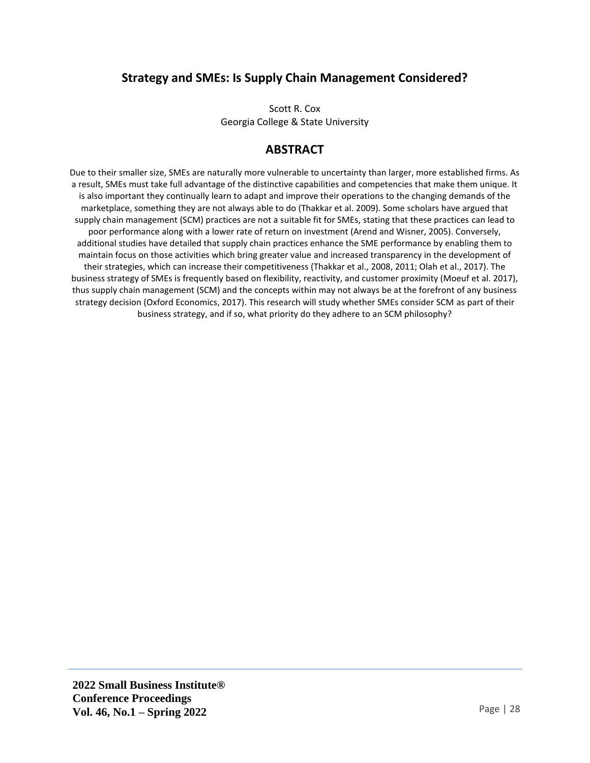## Strategy and SMEs: Is Supply Chain Management Considered?

Scott R. Cox
Georgia College & State University

## ABSTRACT

Due to their smaller size, SMEs are naturally more vulnerable to uncertainty than larger, more established firms. As a result, SMEs must take full advantage of the distinctive capabilities and competencies that make them unique. It is also important they continually learn to adapt and improve their operations to the changing demands of the marketplace, something they are not always able to do (Thakkar et al. 2009). Some scholars have argued that supply chain management (SCM) practices are not a suitable fit for SMEs, stating that these practices can lead to poor performance along with a lower rate of return on investment (Arend and Wisner, 2005). Conversely, additional studies have detailed that supply chain practices enhance the SME performance by enabling them to maintain focus on those activities which bring greater value and increased transparency in the development of their strategies, which can increase their competitiveness (Thakkar et al., 2008, 2011; Olah et al., 2017). The business strategy of SMEs is frequently based on flexibility, reactivity, and customer proximity (Moeuf et al. 2017), thus supply chain management (SCM) and the concepts within may not always be at the forefront of any business strategy decision (Oxford Economics, 2017). This research will study whether SMEs consider SCM as part of their business strategy, and if so, what priority do they adhere to an SCM philosophy?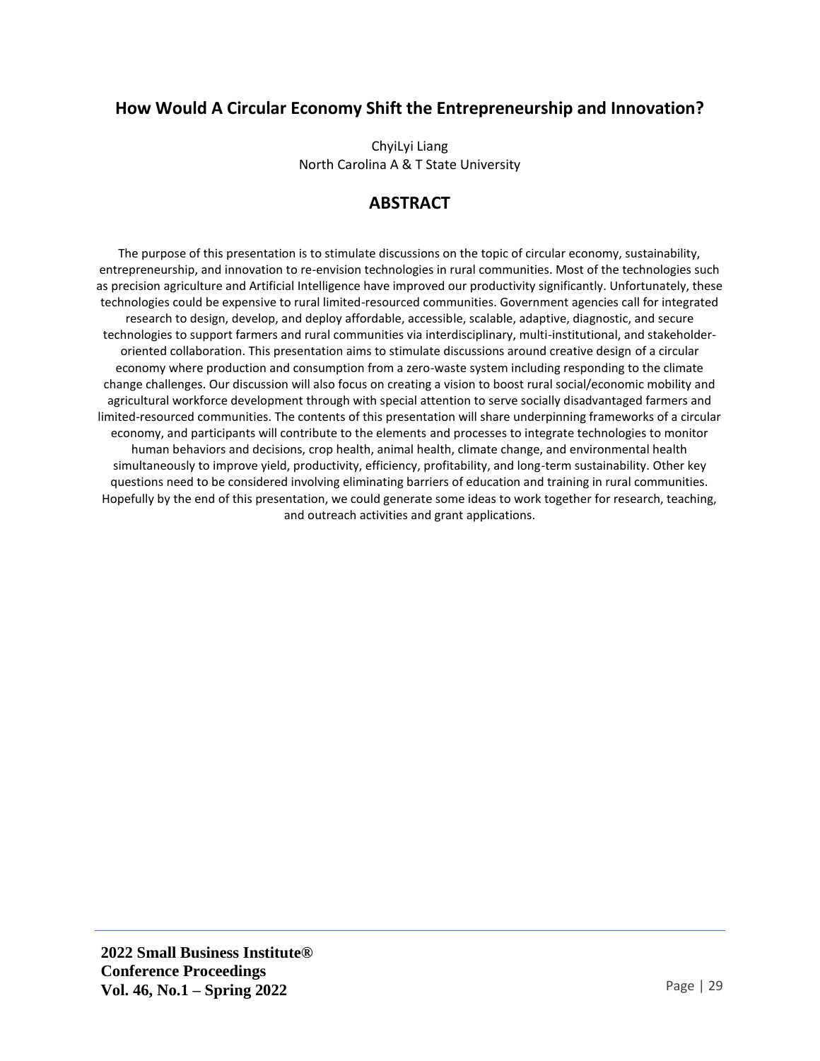## How Would A Circular Economy Shift the Entrepreneurship and Innovation?

ChyiLyi Liang
North Carolina A & T State University

## ABSTRACT

The purpose of this presentation is to stimulate discussions on the topic of circular economy, sustainability, entrepreneurship, and innovation to re-envision technologies in rural communities. Most of the technologies such as precision agriculture and Artificial Intelligence have improved our productivity significantly. Unfortunately, these technologies could be expensive to rural limited-resourced communities. Government agencies call for integrated research to design, develop, and deploy affordable, accessible, scalable, adaptive, diagnostic, and secure technologies to support farmers and rural communities via interdisciplinary, multi-institutional, and stakeholder-oriented collaboration. This presentation aims to stimulate discussions around creative design of a circular economy where production and consumption from a zero-waste system including responding to the climate change challenges. Our discussion will also focus on creating a vision to boost rural social/economic mobility and agricultural workforce development through with special attention to serve socially disadvantaged farmers and limited-resourced communities. The contents of this presentation will share underpinning frameworks of a circular economy, and participants will contribute to the elements and processes to integrate technologies to monitor human behaviors and decisions, crop health, animal health, climate change, and environmental health simultaneously to improve yield, productivity, efficiency, profitability, and long-term sustainability. Other key questions need to be considered involving eliminating barriers of education and training in rural communities. Hopefully by the end of this presentation, we could generate some ideas to work together for research, teaching, and outreach activities and grant applications.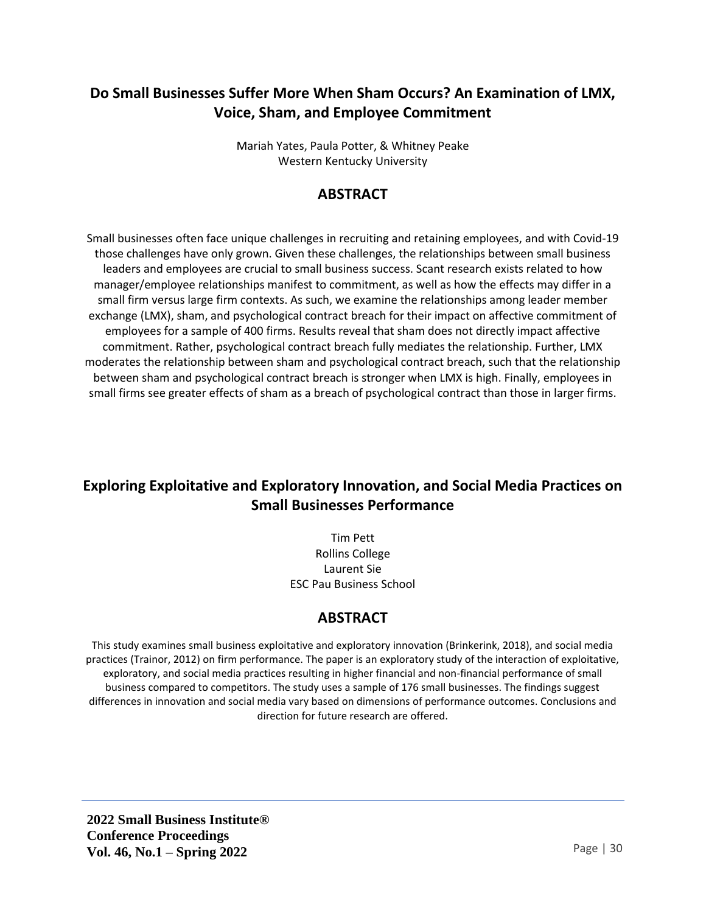## Do Small Businesses Suffer More When Sham Occurs? An Examination of LMX, Voice, Sham, and Employee Commitment

Mariah Yates, Paula Potter, & Whitney Peake
Western Kentucky University

### ABSTRACT

Small businesses often face unique challenges in recruiting and retaining employees, and with Covid-19 those challenges have only grown. Given these challenges, the relationships between small business leaders and employees are crucial to small business success. Scant research exists related to how manager/employee relationships manifest to commitment, as well as how the effects may differ in a small firm versus large firm contexts. As such, we examine the relationships among leader member exchange (LMX), sham, and psychological contract breach for their impact on affective commitment of employees for a sample of 400 firms. Results reveal that sham does not directly impact affective commitment. Rather, psychological contract breach fully mediates the relationship. Further, LMX moderates the relationship between sham and psychological contract breach, such that the relationship between sham and psychological contract breach is stronger when LMX is high. Finally, employees in small firms see greater effects of sham as a breach of psychological contract than those in larger firms.

## Exploring Exploitative and Exploratory Innovation, and Social Media Practices on Small Businesses Performance

Tim Pett
Rollins College
Laurent Sie
ESC Pau Business School

### ABSTRACT

This study examines small business exploitative and exploratory innovation (Brinkerink, 2018), and social media practices (Trainor, 2012) on firm performance. The paper is an exploratory study of the interaction of exploitative, exploratory, and social media practices resulting in higher financial and non-financial performance of small business compared to competitors. The study uses a sample of 176 small businesses. The findings suggest differences in innovation and social media vary based on dimensions of performance outcomes. Conclusions and direction for future research are offered.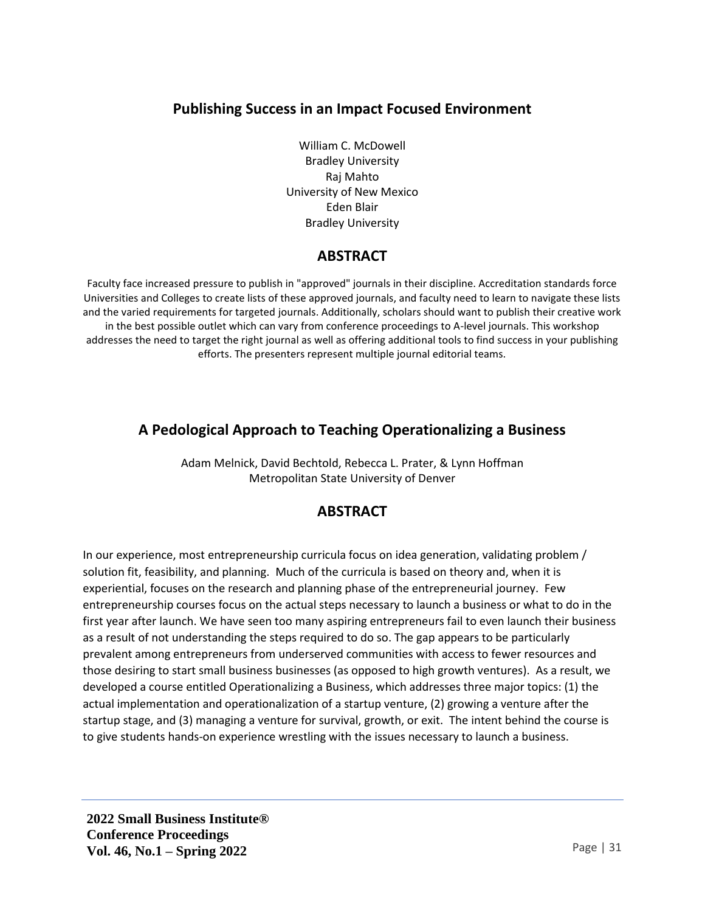## Publishing Success in an Impact Focused Environment

William C. McDowell
Bradley University
Raj Mahto
University of New Mexico
Eden Blair
Bradley University

### ABSTRACT

Faculty face increased pressure to publish in "approved" journals in their discipline. Accreditation standards force Universities and Colleges to create lists of these approved journals, and faculty need to learn to navigate these lists and the varied requirements for targeted journals. Additionally, scholars should want to publish their creative work in the best possible outlet which can vary from conference proceedings to A-level journals. This workshop addresses the need to target the right journal as well as offering additional tools to find success in your publishing efforts. The presenters represent multiple journal editorial teams.

## A Pedological Approach to Teaching Operationalizing a Business

Adam Melnick, David Bechtold, Rebecca L. Prater, & Lynn Hoffman
Metropolitan State University of Denver

### ABSTRACT

In our experience, most entrepreneurship curricula focus on idea generation, validating problem / solution fit, feasibility, and planning. Much of the curricula is based on theory and, when it is experiential, focuses on the research and planning phase of the entrepreneurial journey. Few entrepreneurship courses focus on the actual steps necessary to launch a business or what to do in the first year after launch. We have seen too many aspiring entrepreneurs fail to even launch their business as a result of not understanding the steps required to do so. The gap appears to be particularly prevalent among entrepreneurs from underserved communities with access to fewer resources and those desiring to start small business businesses (as opposed to high growth ventures). As a result, we developed a course entitled Operationalizing a Business, which addresses three major topics: (1) the actual implementation and operationalization of a startup venture, (2) growing a venture after the startup stage, and (3) managing a venture for survival, growth, or exit. The intent behind the course is to give students hands-on experience wrestling with the issues necessary to launch a business.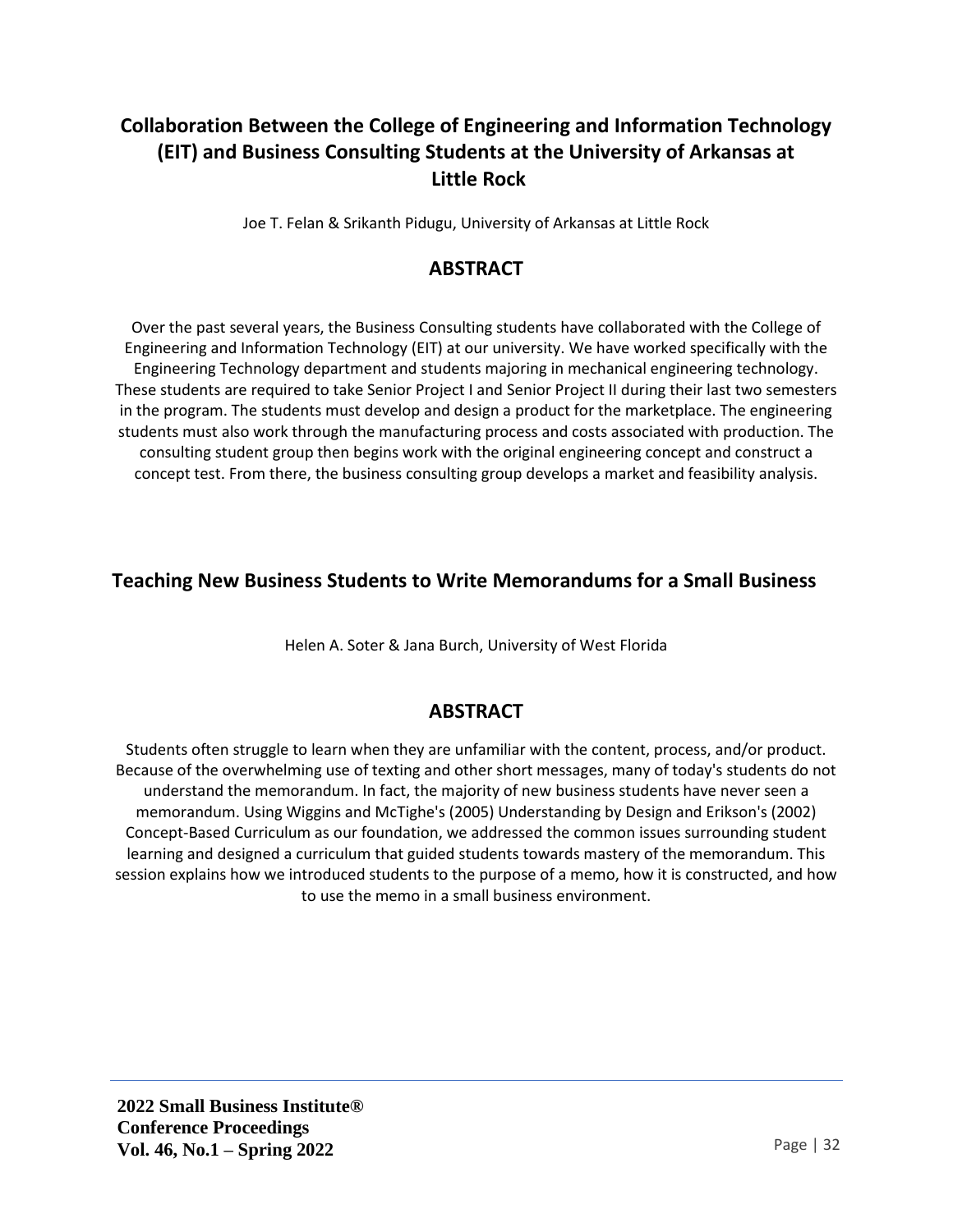## Collaboration Between the College of Engineering and Information Technology (EIT) and Business Consulting Students at the University of Arkansas at Little Rock

Joe T. Felan & Srikanth Pidugu, University of Arkansas at Little Rock

### ABSTRACT

Over the past several years, the Business Consulting students have collaborated with the College of Engineering and Information Technology (EIT) at our university. We have worked specifically with the Engineering Technology department and students majoring in mechanical engineering technology. These students are required to take Senior Project I and Senior Project II during their last two semesters in the program. The students must develop and design a product for the marketplace. The engineering students must also work through the manufacturing process and costs associated with production. The consulting student group then begins work with the original engineering concept and construct a concept test. From there, the business consulting group develops a market and feasibility analysis.

## Teaching New Business Students to Write Memorandums for a Small Business

Helen A. Soter & Jana Burch, University of West Florida

### ABSTRACT

Students often struggle to learn when they are unfamiliar with the content, process, and/or product. Because of the overwhelming use of texting and other short messages, many of today's students do not understand the memorandum. In fact, the majority of new business students have never seen a memorandum. Using Wiggins and McTighe's (2005) Understanding by Design and Erikson's (2002) Concept-Based Curriculum as our foundation, we addressed the common issues surrounding student learning and designed a curriculum that guided students towards mastery of the memorandum. This session explains how we introduced students to the purpose of a memo, how it is constructed, and how to use the memo in a small business environment.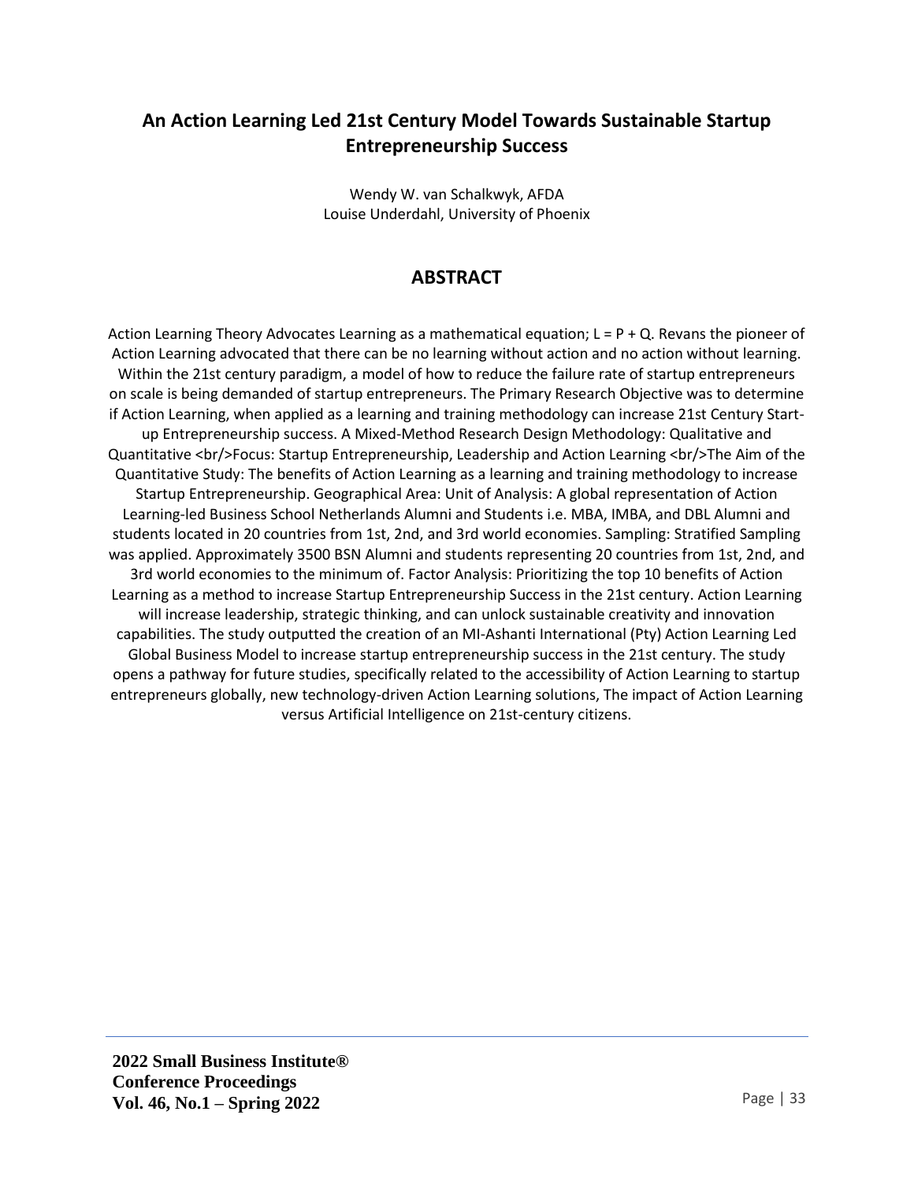## An Action Learning Led 21st Century Model Towards Sustainable Startup Entrepreneurship Success

Wendy W. van Schalkwyk, AFDA
Louise Underdahl, University of Phoenix

## ABSTRACT

Action Learning Theory Advocates Learning as a mathematical equation; $L = P + Q$. Revans the pioneer of Action Learning advocated that there can be no learning without action and no action without learning. Within the 21st century paradigm, a model of how to reduce the failure rate of startup entrepreneurs on scale is being demanded of startup entrepreneurs. The Primary Research Objective was to determine if Action Learning, when applied as a learning and training methodology can increase 21st Century Start-up Entrepreneurship success. A Mixed-Method Research Design Methodology: Qualitative and Quantitative <br/>Focus: Startup Entrepreneurship, Leadership and Action Learning <br/>The Aim of the Quantitative Study: The benefits of Action Learning as a learning and training methodology to increase Startup Entrepreneurship. Geographical Area: Unit of Analysis: A global representation of Action Learning-led Business School Netherlands Alumni and Students i.e. MBA, IMBA, and DBL Alumni and students located in 20 countries from 1st, 2nd, and 3rd world economies. Sampling: Stratified Sampling was applied. Approximately 3500 BSN Alumni and students representing 20 countries from 1st, 2nd, and 3rd world economies to the minimum of. Factor Analysis: Prioritizing the top 10 benefits of Action Learning as a method to increase Startup Entrepreneurship Success in the 21st century. Action Learning will increase leadership, strategic thinking, and can unlock sustainable creativity and innovation capabilities. The study outputted the creation of an MI-Ashanti International (Pty) Action Learning Led Global Business Model to increase startup entrepreneurship success in the 21st century. The study opens a pathway for future studies, specifically related to the accessibility of Action Learning to startup entrepreneurs globally, new technology-driven Action Learning solutions, The impact of Action Learning versus Artificial Intelligence on 21st-century citizens.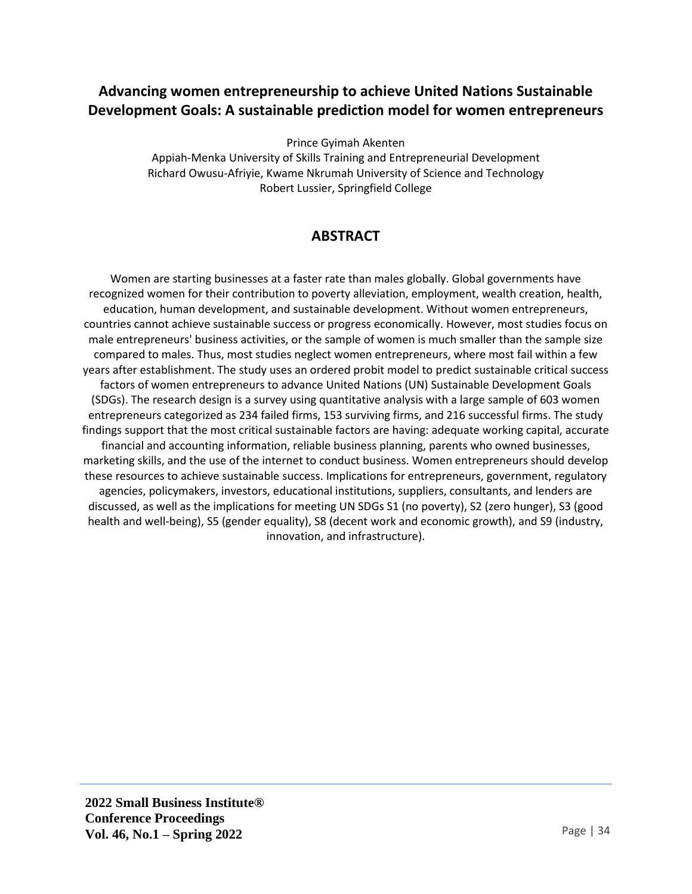# Advancing women entrepreneurship to achieve United Nations Sustainable Development Goals: A sustainable prediction model for women entrepreneurs

Prince Gyimah Akenten
Appiah-Menka University of Skills Training and Entrepreneurial Development
Richard Owusu-Afriyie, Kwame Nkrumah University of Science and Technology
Robert Lussier, Springfield College

## ABSTRACT

Women are starting businesses at a faster rate than males globally. Global governments have recognized women for their contribution to poverty alleviation, employment, wealth creation, health, education, human development, and sustainable development. Without women entrepreneurs, countries cannot achieve sustainable success or progress economically. However, most studies focus on male entrepreneurs' business activities, or the sample of women is much smaller than the sample size compared to males. Thus, most studies neglect women entrepreneurs, where most fail within a few years after establishment. The study uses an ordered probit model to predict sustainable critical success factors of women entrepreneurs to advance United Nations (UN) Sustainable Development Goals (SDGs). The research design is a survey using quantitative analysis with a large sample of 603 women entrepreneurs categorized as 234 failed firms, 153 surviving firms, and 216 successful firms. The study findings support that the most critical sustainable factors are having: adequate working capital, accurate financial and accounting information, reliable business planning, parents who owned businesses, marketing skills, and the use of the internet to conduct business. Women entrepreneurs should develop these resources to achieve sustainable success. Implications for entrepreneurs, government, regulatory agencies, policymakers, investors, educational institutions, suppliers, consultants, and lenders are discussed, as well as the implications for meeting UN SDGs S1 (no poverty), S2 (zero hunger), S3 (good health and well-being), S5 (gender equality), S8 (decent work and economic growth), and S9 (industry, innovation, and infrastructure).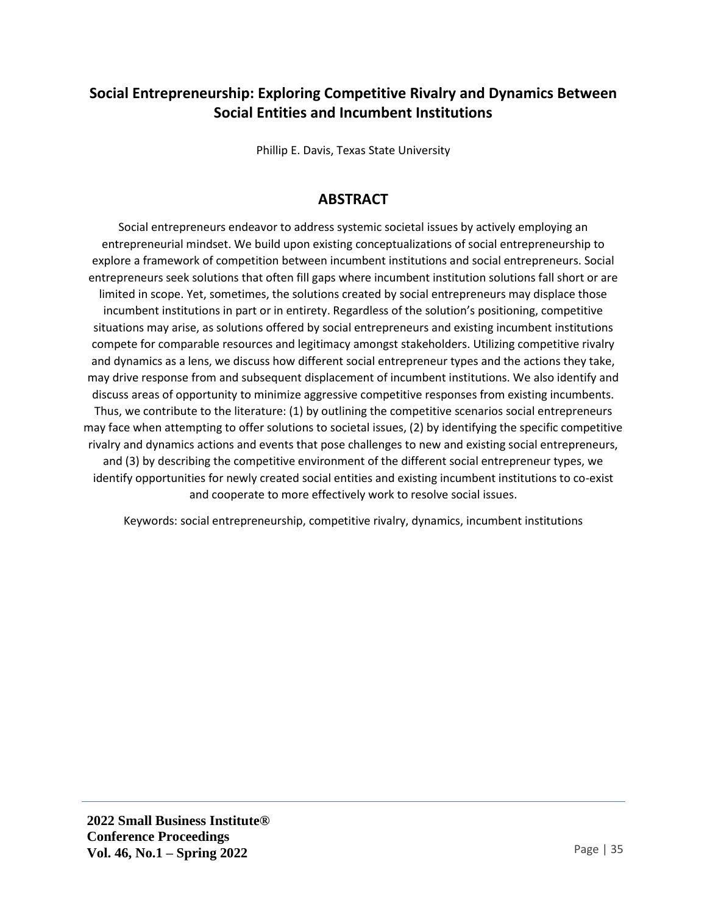# Social Entrepreneurship: Exploring Competitive Rivalry and Dynamics Between Social Entities and Incumbent Institutions

Phillip E. Davis, Texas State University

## ABSTRACT

Social entrepreneurs endeavor to address systemic societal issues by actively employing an entrepreneurial mindset. We build upon existing conceptualizations of social entrepreneurship to explore a framework of competition between incumbent institutions and social entrepreneurs. Social entrepreneurs seek solutions that often fill gaps where incumbent institution solutions fall short or are limited in scope. Yet, sometimes, the solutions created by social entrepreneurs may displace those incumbent institutions in part or in entirety. Regardless of the solution's positioning, competitive situations may arise, as solutions offered by social entrepreneurs and existing incumbent institutions compete for comparable resources and legitimacy amongst stakeholders. Utilizing competitive rivalry and dynamics as a lens, we discuss how different social entrepreneur types and the actions they take, may drive response from and subsequent displacement of incumbent institutions. We also identify and discuss areas of opportunity to minimize aggressive competitive responses from existing incumbents. Thus, we contribute to the literature: (1) by outlining the competitive scenarios social entrepreneurs may face when attempting to offer solutions to societal issues, (2) by identifying the specific competitive rivalry and dynamics actions and events that pose challenges to new and existing social entrepreneurs, and (3) by describing the competitive environment of the different social entrepreneur types, we identify opportunities for newly created social entities and existing incumbent institutions to co-exist and cooperate to more effectively work to resolve social issues.

Keywords: social entrepreneurship, competitive rivalry, dynamics, incumbent institutions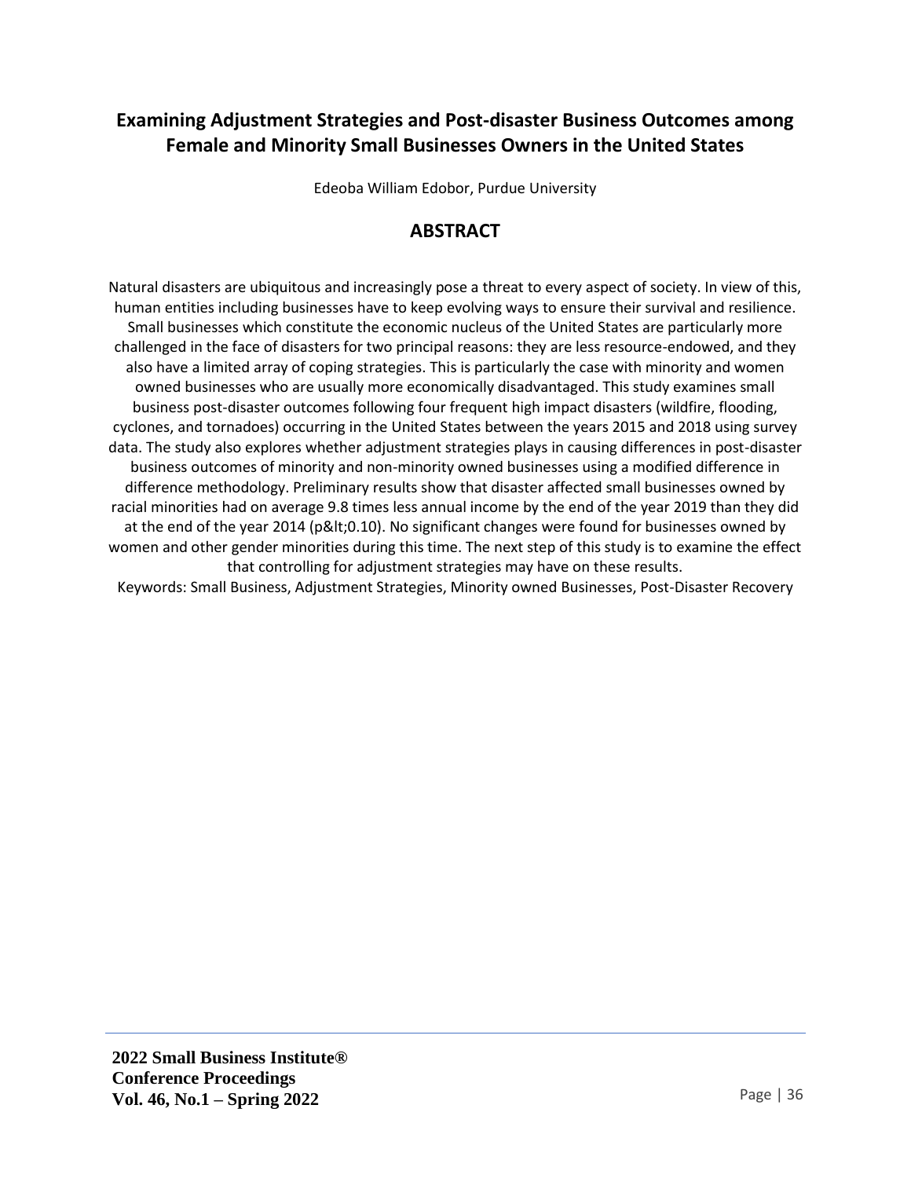## Examining Adjustment Strategies and Post-disaster Business Outcomes among Female and Minority Small Businesses Owners in the United States

Edeoba William Edobor, Purdue University

## ABSTRACT

Natural disasters are ubiquitous and increasingly pose a threat to every aspect of society. In view of this, human entities including businesses have to keep evolving ways to ensure their survival and resilience. Small businesses which constitute the economic nucleus of the United States are particularly more challenged in the face of disasters for two principal reasons: they are less resource-endowed, and they also have a limited array of coping strategies. This is particularly the case with minority and women owned businesses who are usually more economically disadvantaged. This study examines small business post-disaster outcomes following four frequent high impact disasters (wildfire, flooding, cyclones, and tornadoes) occurring in the United States between the years 2015 and 2018 using survey data. The study also explores whether adjustment strategies plays in causing differences in post-disaster business outcomes of minority and non-minority owned businesses using a modified difference in difference methodology. Preliminary results show that disaster affected small businesses owned by racial minorities had on average 9.8 times less annual income by the end of the year 2019 than they did at the end of the year 2014 (p&lt;0.10). No significant changes were found for businesses owned by women and other gender minorities during this time. The next step of this study is to examine the effect that controlling for adjustment strategies may have on these results.

Keywords: Small Business, Adjustment Strategies, Minority owned Businesses, Post-Disaster Recovery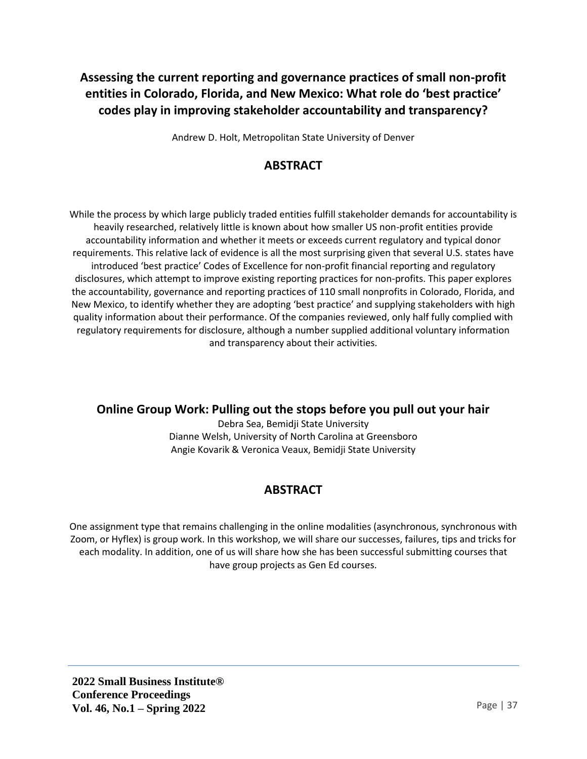## Assessing the current reporting and governance practices of small non-profit entities in Colorado, Florida, and New Mexico: What role do 'best practice' codes play in improving stakeholder accountability and transparency?

Andrew D. Holt, Metropolitan State University of Denver

### ABSTRACT

While the process by which large publicly traded entities fulfill stakeholder demands for accountability is heavily researched, relatively little is known about how smaller US non-profit entities provide accountability information and whether it meets or exceeds current regulatory and typical donor requirements. This relative lack of evidence is all the most surprising given that several U.S. states have introduced 'best practice' Codes of Excellence for non-profit financial reporting and regulatory disclosures, which attempt to improve existing reporting practices for non-profits. This paper explores the accountability, governance and reporting practices of 110 small nonprofits in Colorado, Florida, and New Mexico, to identify whether they are adopting 'best practice' and supplying stakeholders with high quality information about their performance. Of the companies reviewed, only half fully complied with regulatory requirements for disclosure, although a number supplied additional voluntary information and transparency about their activities.

## Online Group Work: Pulling out the stops before you pull out your hair

Debra Sea, Bemidji State University
Dianne Welsh, University of North Carolina at Greensboro
Angie Kovarik & Veronica Veaux, Bemidji State University

### ABSTRACT

One assignment type that remains challenging in the online modalities (asynchronous, synchronous with Zoom, or Hyflex) is group work. In this workshop, we will share our successes, failures, tips and tricks for each modality. In addition, one of us will share how she has been successful submitting courses that have group projects as Gen Ed courses.